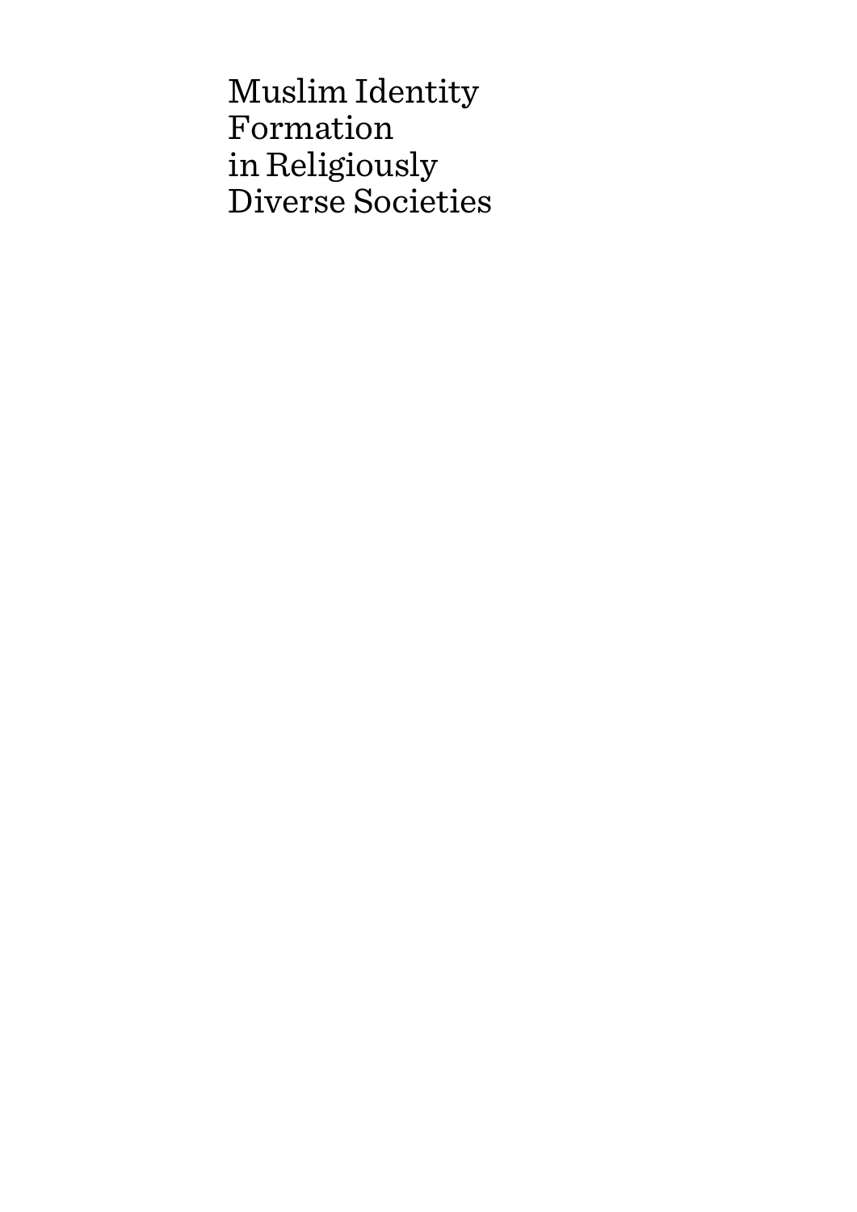# Muslim Identity Formation in Religiously Diverse Societies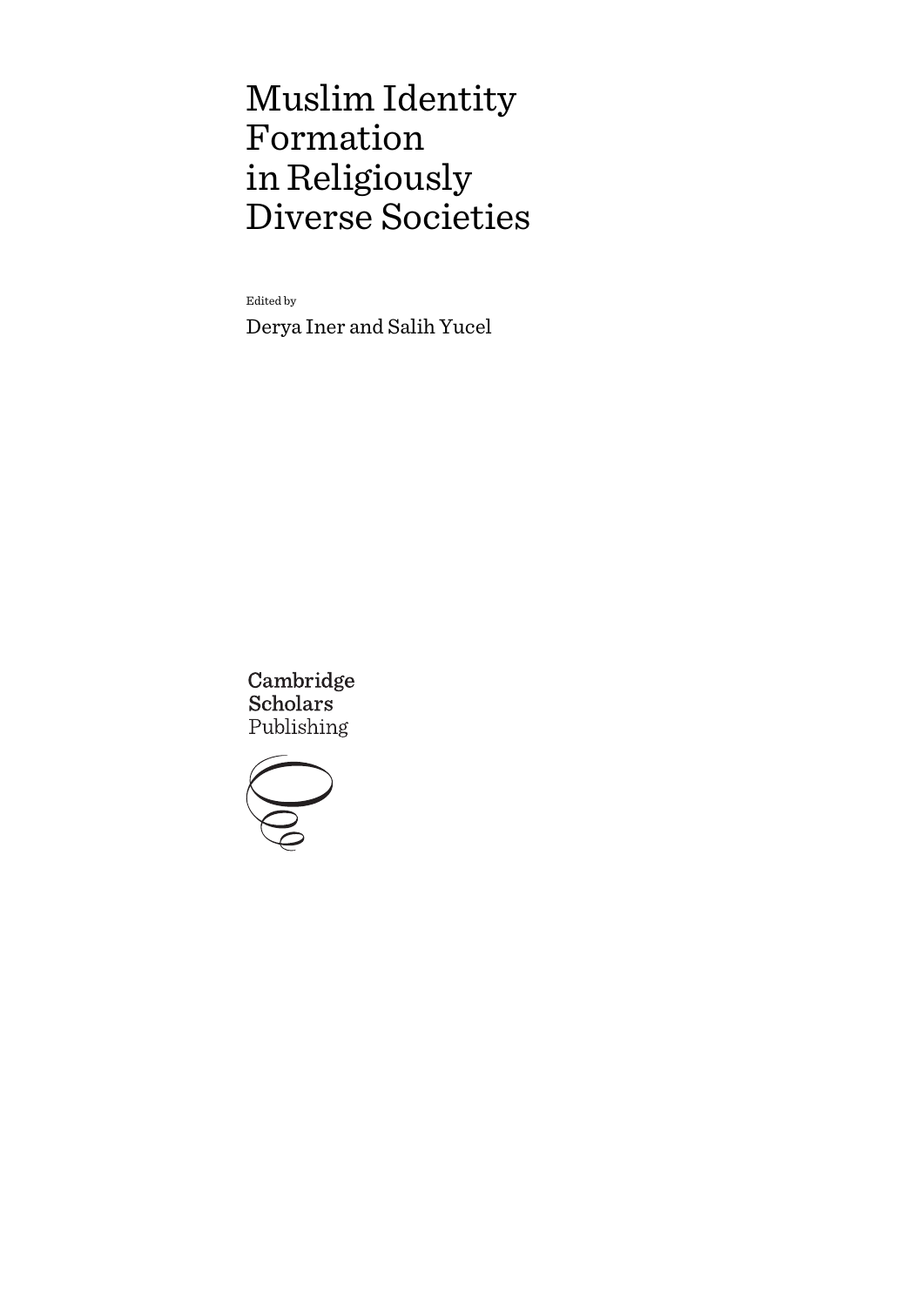# Muslim Identity Formation in Religiously Diverse Societies

Edited by

Derya Iner and Salih Yucel

Cambridge Scholars Publishing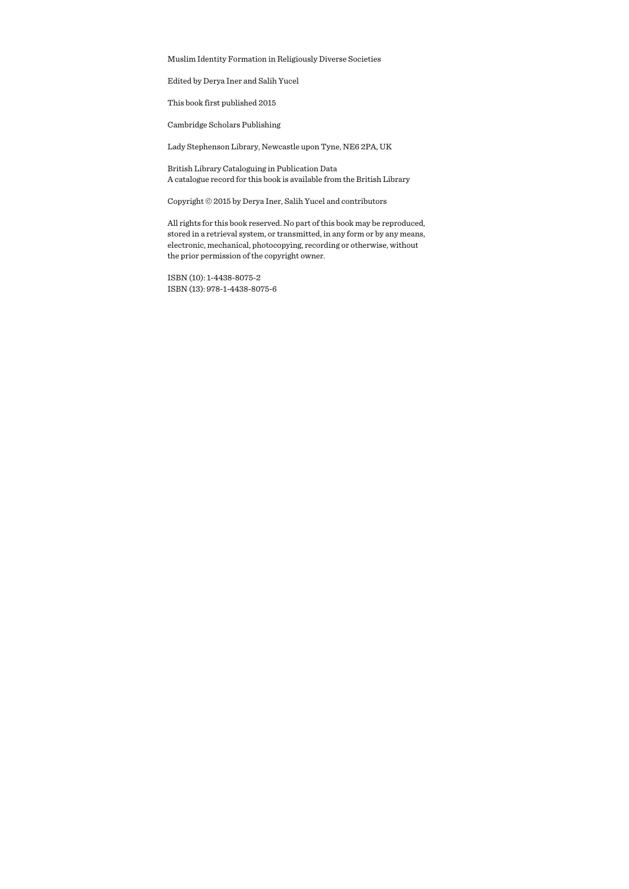Muslim Identity Formation in Religiously Diverse Societies

Edited by Derya Iner and Salih Yucel

This book first published 2015

Cambridge Scholars Publishing

Lady Stephenson Library, Newcastle upon Tyne, NE6 2PA, UK

British Library Cataloguing in Publication Data
A catalogue record for this book is available from the British Library

Copyright © 2015 by Derya Iner, Salih Yucel and contributors

All rights for this book reserved. No part of this book may be reproduced, stored in a retrieval system, or transmitted, in any form or by any means, electronic, mechanical, photocopying, recording or otherwise, without the prior permission of the copyright owner.

ISBN (10): 1-4438-8075-2
ISBN (13): 978-1-4438-8075-6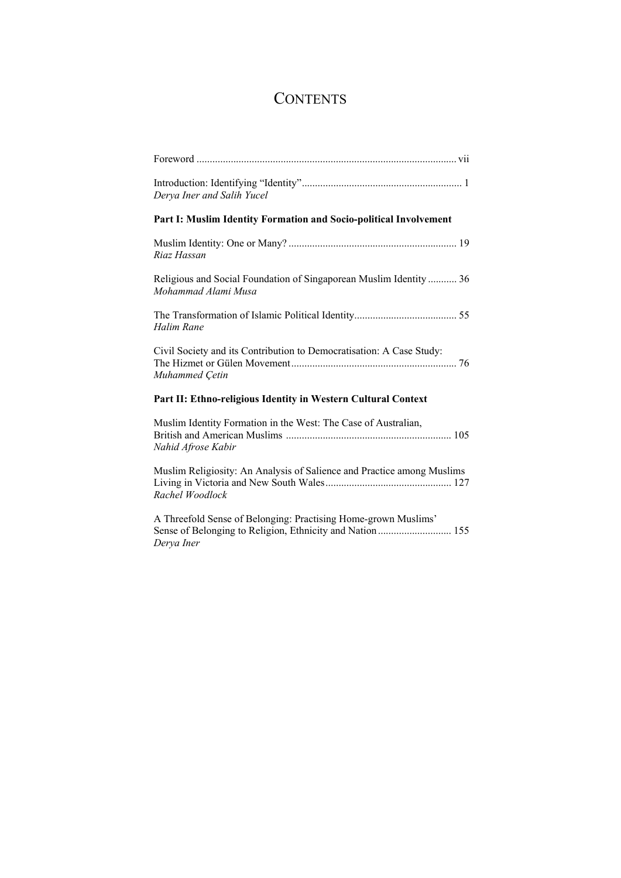# CONTENTS

Foreword ... vii

Introduction: Identifying "Identity" ... 1
*Derya Iner and Salih Yucel*

**Part I: Muslim Identity Formation and Socio-political Involvement**

Muslim Identity: One or Many? ... 19
*Riaz Hassan*

Religious and Social Foundation of Singaporean Muslim Identity ... 36
*Mohammad Alami Musa*

The Transformation of Islamic Political Identity ... 55
*Halim Rane*

Civil Society and its Contribution to Democratisation: A Case Study: The Hizmet or Gülen Movement ... 76
*Muhammed Çetin*

**Part II: Ethno-religious Identity in Western Cultural Context**

Muslim Identity Formation in the West: The Case of Australian, British and American Muslims ... 105
*Nahid Afrose Kabir*

Muslim Religiosity: An Analysis of Salience and Practice among Muslims Living in Victoria and New South Wales ... 127
*Rachel Woodlock*

A Threefold Sense of Belonging: Practising Home-grown Muslims' Sense of Belonging to Religion, Ethnicity and Nation ... 155
*Derya Iner*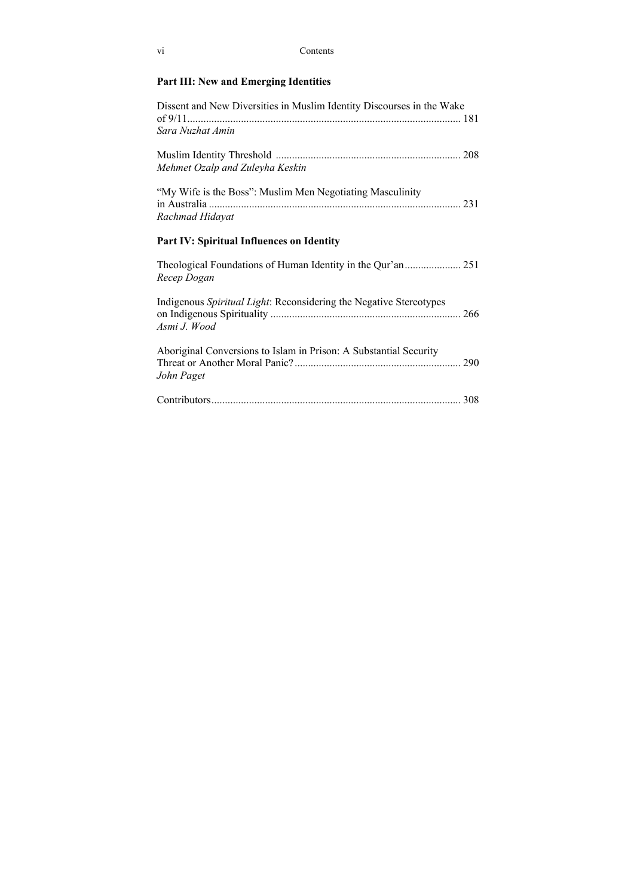## Part III: New and Emerging Identities

Dissent and New Diversities in Muslim Identity Discourses in the Wake of 9/11 ..................... 181
*Sara Nuzhat Amin*

Muslim Identity Threshold ..................... 208
*Mehmet Ozalp and Zuleyha Keskin*

"My Wife is the Boss": Muslim Men Negotiating Masculinity in Australia ..................... 231
*Rachmad Hidayat*

## Part IV: Spiritual Influences on Identity

Theological Foundations of Human Identity in the Qur'an ..................... 251
*Recep Dogan*

Indigenous *Spiritual Light*: Reconsidering the Negative Stereotypes on Indigenous Spirituality ..................... 266
*Asmi J. Wood*

Aboriginal Conversions to Islam in Prison: A Substantial Security Threat or Another Moral Panic? ..................... 290
*John Paget*

Contributors ..................... 308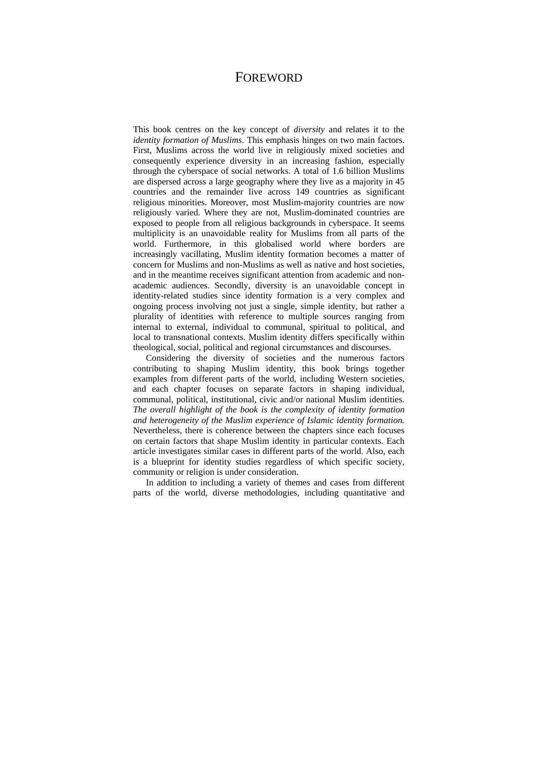# FOREWORD

This book centres on the key concept of *diversity* and relates it to the *identity formation of Muslims*. This emphasis hinges on two main factors. First, Muslims across the world live in religiously mixed societies and consequently experience diversity in an increasing fashion, especially through the cyberspace of social networks. A total of 1.6 billion Muslims are dispersed across a large geography where they live as a majority in 45 countries and the remainder live across 149 countries as significant religious minorities. Moreover, most Muslim-majority countries are now religiously varied. Where they are not, Muslim-dominated countries are exposed to people from all religious backgrounds in cyberspace. It seems multiplicity is an unavoidable reality for Muslims from all parts of the world. Furthermore, in this globalised world where borders are increasingly vacillating, Muslim identity formation becomes a matter of concern for Muslims and non-Muslims as well as native and host societies, and in the meantime receives significant attention from academic and non-academic audiences. Secondly, diversity is an unavoidable concept in identity-related studies since identity formation is a very complex and ongoing process involving not just a single, simple identity, but rather a plurality of identities with reference to multiple sources ranging from internal to external, individual to communal, spiritual to political, and local to transnational contexts. Muslim identity differs specifically within theological, social, political and regional circumstances and discourses.

Considering the diversity of societies and the numerous factors contributing to shaping Muslim identity, this book brings together examples from different parts of the world, including Western societies, and each chapter focuses on separate factors in shaping individual, communal, political, institutional, civic and/or national Muslim identities. *The overall highlight of the book is the complexity of identity formation and heterogeneity of the Muslim experience of Islamic identity formation.* Nevertheless, there is coherence between the chapters since each focuses on certain factors that shape Muslim identity in particular contexts. Each article investigates similar cases in different parts of the world. Also, each is a blueprint for identity studies regardless of which specific society, community or religion is under consideration.

In addition to including a variety of themes and cases from different parts of the world, diverse methodologies, including quantitative and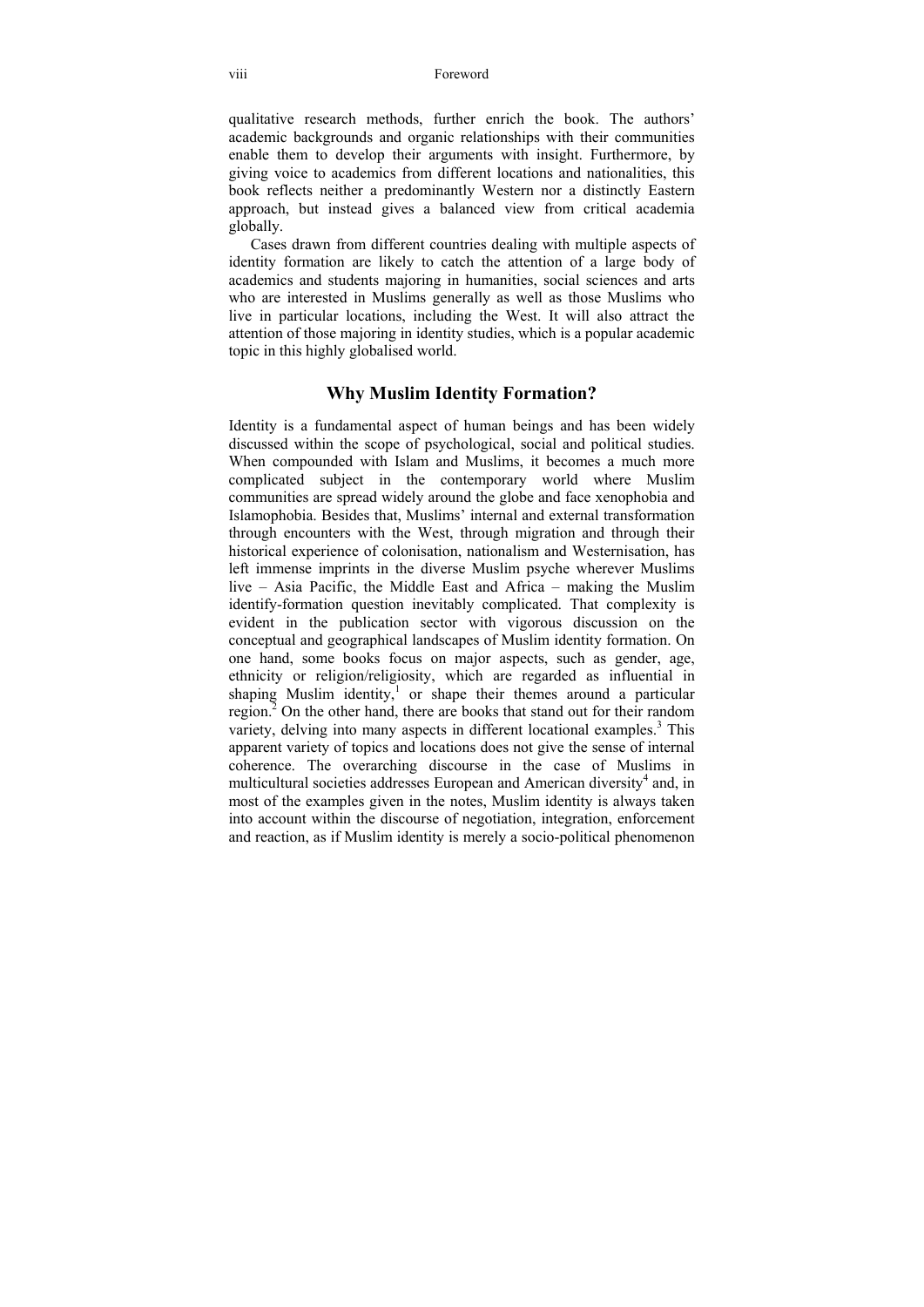qualitative research methods, further enrich the book. The authors' academic backgrounds and organic relationships with their communities enable them to develop their arguments with insight. Furthermore, by giving voice to academics from different locations and nationalities, this book reflects neither a predominantly Western nor a distinctly Eastern approach, but instead gives a balanced view from critical academia globally.

Cases drawn from different countries dealing with multiple aspects of identity formation are likely to catch the attention of a large body of academics and students majoring in humanities, social sciences and arts who are interested in Muslims generally as well as those Muslims who live in particular locations, including the West. It will also attract the attention of those majoring in identity studies, which is a popular academic topic in this highly globalised world.

## Why Muslim Identity Formation?

Identity is a fundamental aspect of human beings and has been widely discussed within the scope of psychological, social and political studies. When compounded with Islam and Muslims, it becomes a much more complicated subject in the contemporary world where Muslim communities are spread widely around the globe and face xenophobia and Islamophobia. Besides that, Muslims' internal and external transformation through encounters with the West, through migration and through their historical experience of colonisation, nationalism and Westernisation, has left immense imprints in the diverse Muslim psyche wherever Muslims live – Asia Pacific, the Middle East and Africa – making the Muslim identify-formation question inevitably complicated. That complexity is evident in the publication sector with vigorous discussion on the conceptual and geographical landscapes of Muslim identity formation. On one hand, some books focus on major aspects, such as gender, age, ethnicity or religion/religiosity, which are regarded as influential in shaping Muslim identity,[1] or shape their themes around a particular region.[2] On the other hand, there are books that stand out for their random variety, delving into many aspects in different locational examples.[3] This apparent variety of topics and locations does not give the sense of internal coherence. The overarching discourse in the case of Muslims in multicultural societies addresses European and American diversity[4] and, in most of the examples given in the notes, Muslim identity is always taken into account within the discourse of negotiation, integration, enforcement and reaction, as if Muslim identity is merely a socio-political phenomenon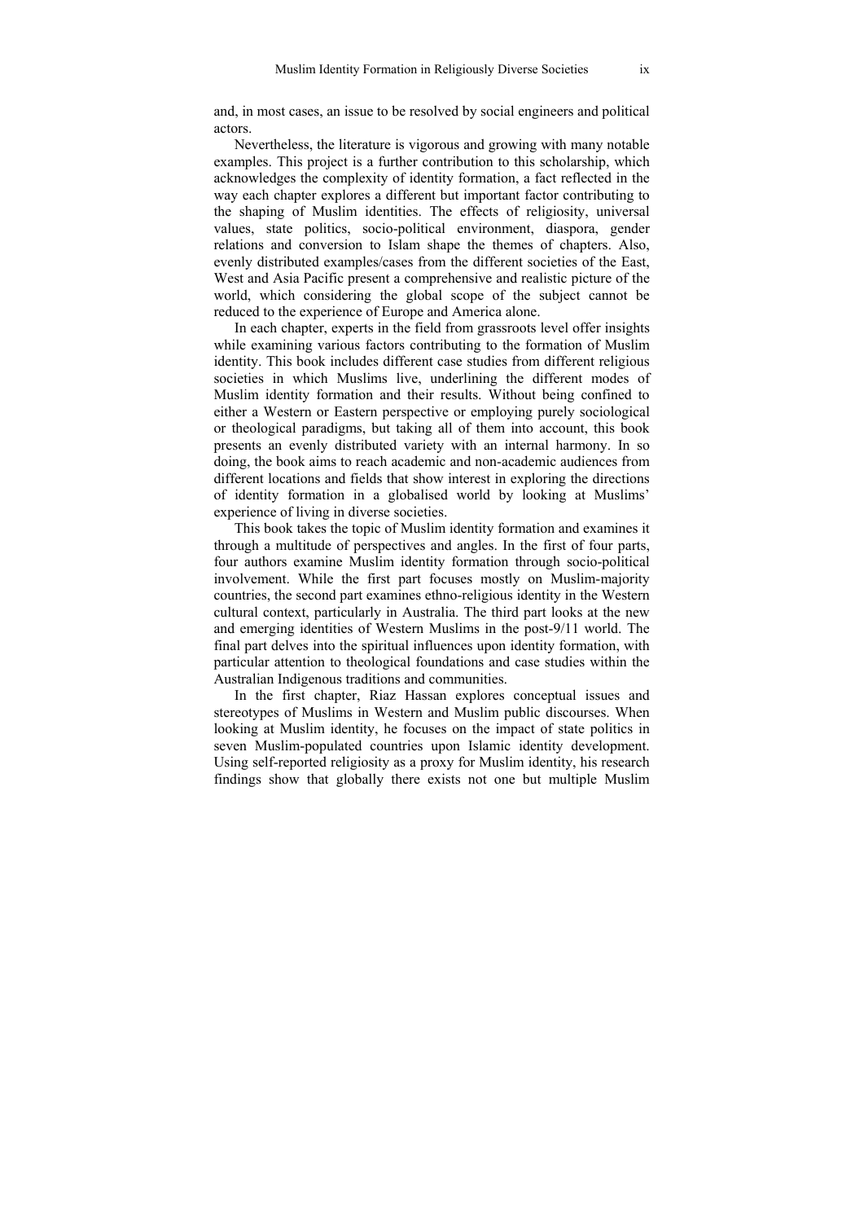and, in most cases, an issue to be resolved by social engineers and political actors.

Nevertheless, the literature is vigorous and growing with many notable examples. This project is a further contribution to this scholarship, which acknowledges the complexity of identity formation, a fact reflected in the way each chapter explores a different but important factor contributing to the shaping of Muslim identities. The effects of religiosity, universal values, state politics, socio-political environment, diaspora, gender relations and conversion to Islam shape the themes of chapters. Also, evenly distributed examples/cases from the different societies of the East, West and Asia Pacific present a comprehensive and realistic picture of the world, which considering the global scope of the subject cannot be reduced to the experience of Europe and America alone.

In each chapter, experts in the field from grassroots level offer insights while examining various factors contributing to the formation of Muslim identity. This book includes different case studies from different religious societies in which Muslims live, underlining the different modes of Muslim identity formation and their results. Without being confined to either a Western or Eastern perspective or employing purely sociological or theological paradigms, but taking all of them into account, this book presents an evenly distributed variety with an internal harmony. In so doing, the book aims to reach academic and non-academic audiences from different locations and fields that show interest in exploring the directions of identity formation in a globalised world by looking at Muslims' experience of living in diverse societies.

This book takes the topic of Muslim identity formation and examines it through a multitude of perspectives and angles. In the first of four parts, four authors examine Muslim identity formation through socio-political involvement. While the first part focuses mostly on Muslim-majority countries, the second part examines ethno-religious identity in the Western cultural context, particularly in Australia. The third part looks at the new and emerging identities of Western Muslims in the post-9/11 world. The final part delves into the spiritual influences upon identity formation, with particular attention to theological foundations and case studies within the Australian Indigenous traditions and communities.

In the first chapter, Riaz Hassan explores conceptual issues and stereotypes of Muslims in Western and Muslim public discourses. When looking at Muslim identity, he focuses on the impact of state politics in seven Muslim-populated countries upon Islamic identity development. Using self-reported religiosity as a proxy for Muslim identity, his research findings show that globally there exists not one but multiple Muslim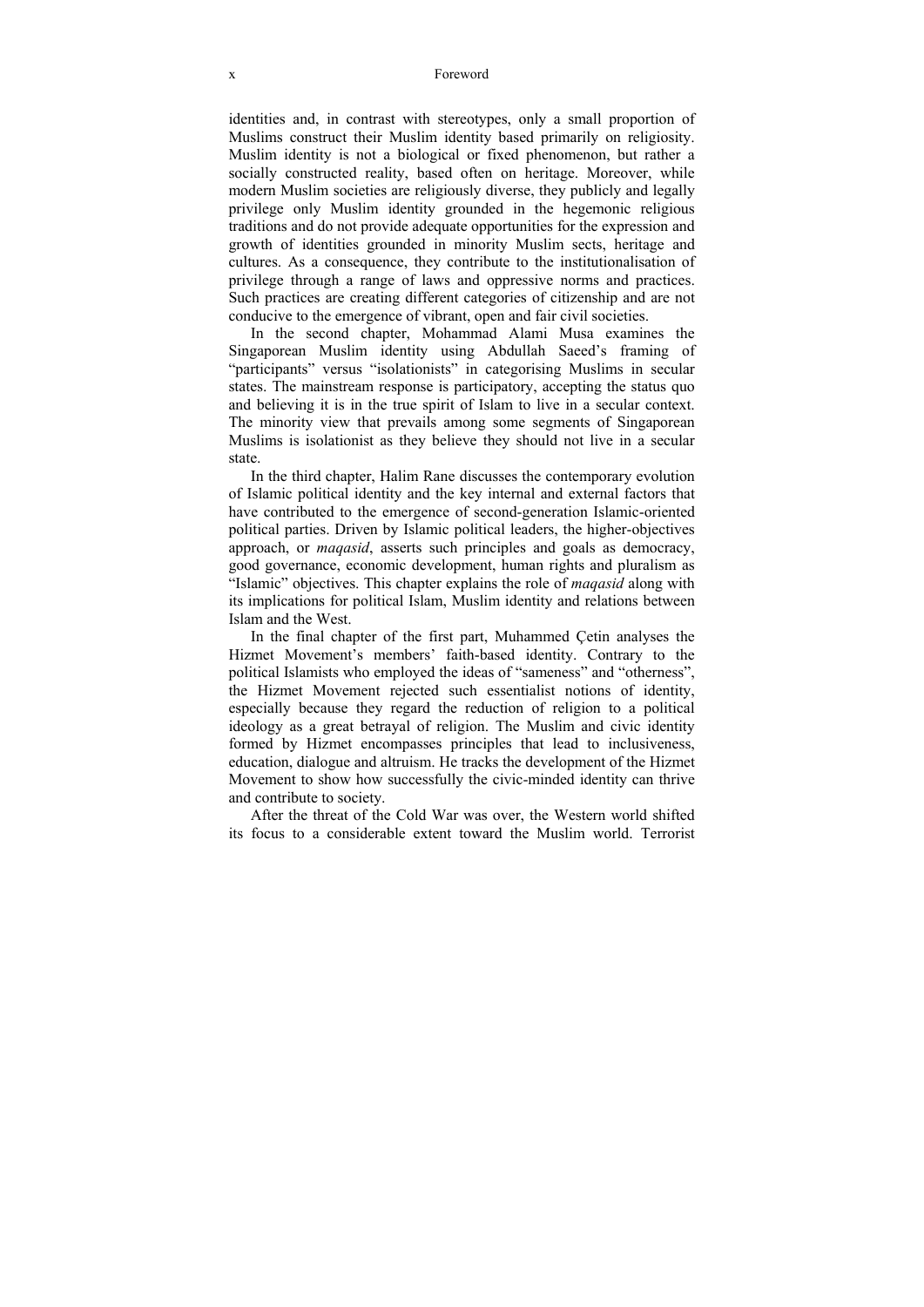identities and, in contrast with stereotypes, only a small proportion of Muslims construct their Muslim identity based primarily on religiosity. Muslim identity is not a biological or fixed phenomenon, but rather a socially constructed reality, based often on heritage. Moreover, while modern Muslim societies are religiously diverse, they publicly and legally privilege only Muslim identity grounded in the hegemonic religious traditions and do not provide adequate opportunities for the expression and growth of identities grounded in minority Muslim sects, heritage and cultures. As a consequence, they contribute to the institutionalisation of privilege through a range of laws and oppressive norms and practices. Such practices are creating different categories of citizenship and are not conducive to the emergence of vibrant, open and fair civil societies.

In the second chapter, Mohammad Alami Musa examines the Singaporean Muslim identity using Abdullah Saeed's framing of "participants" versus "isolationists" in categorising Muslims in secular states. The mainstream response is participatory, accepting the status quo and believing it is in the true spirit of Islam to live in a secular context. The minority view that prevails among some segments of Singaporean Muslims is isolationist as they believe they should not live in a secular state.

In the third chapter, Halim Rane discusses the contemporary evolution of Islamic political identity and the key internal and external factors that have contributed to the emergence of second-generation Islamic-oriented political parties. Driven by Islamic political leaders, the higher-objectives approach, or *maqasid*, asserts such principles and goals as democracy, good governance, economic development, human rights and pluralism as "Islamic" objectives. This chapter explains the role of *maqasid* along with its implications for political Islam, Muslim identity and relations between Islam and the West.

In the final chapter of the first part, Muhammed Çetin analyses the Hizmet Movement's members' faith-based identity. Contrary to the political Islamists who employed the ideas of "sameness" and "otherness", the Hizmet Movement rejected such essentialist notions of identity, especially because they regard the reduction of religion to a political ideology as a great betrayal of religion. The Muslim and civic identity formed by Hizmet encompasses principles that lead to inclusiveness, education, dialogue and altruism. He tracks the development of the Hizmet Movement to show how successfully the civic-minded identity can thrive and contribute to society.

After the threat of the Cold War was over, the Western world shifted its focus to a considerable extent toward the Muslim world. Terrorist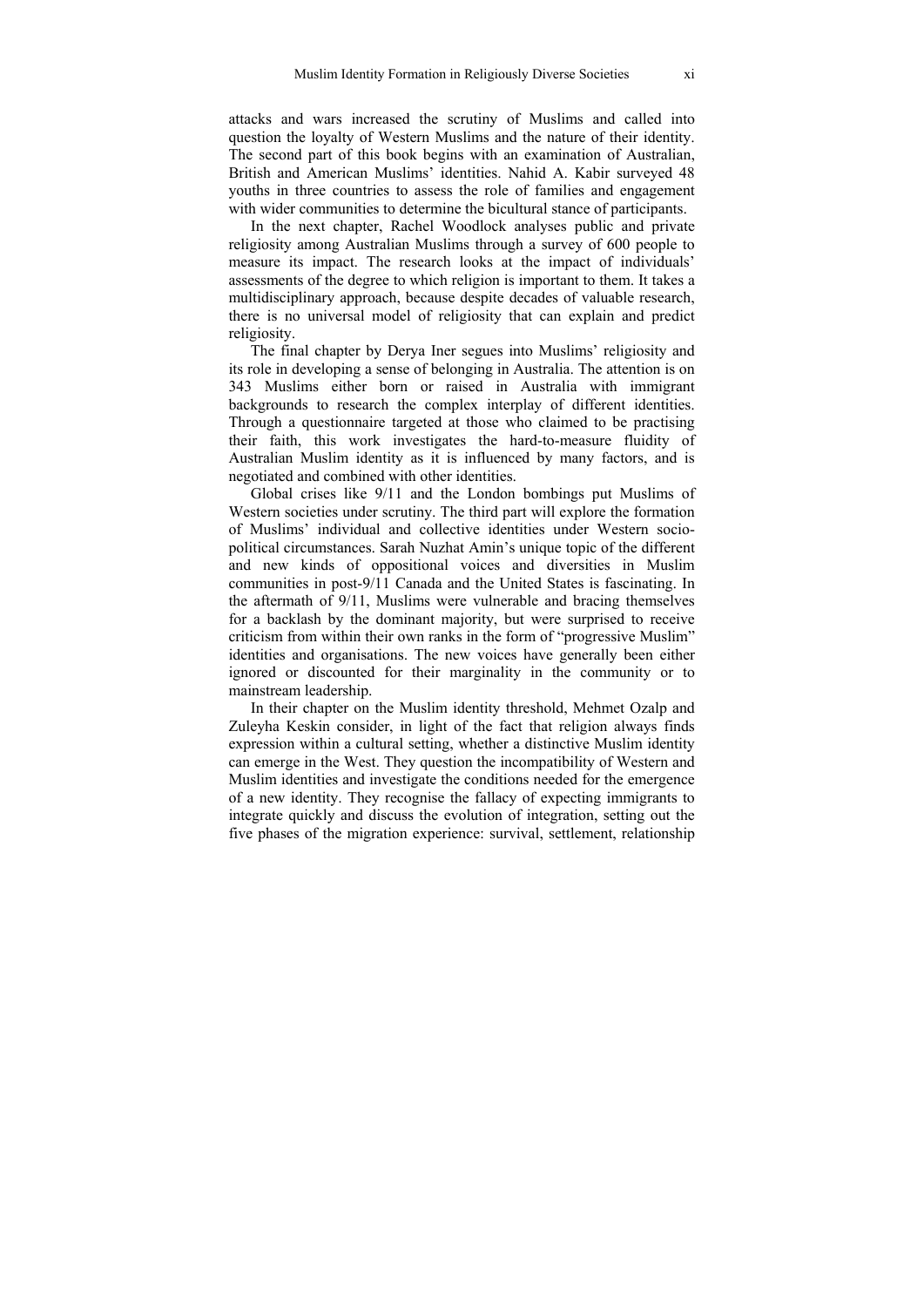attacks and wars increased the scrutiny of Muslims and called into question the loyalty of Western Muslims and the nature of their identity. The second part of this book begins with an examination of Australian, British and American Muslims' identities. Nahid A. Kabir surveyed 48 youths in three countries to assess the role of families and engagement with wider communities to determine the bicultural stance of participants.

In the next chapter, Rachel Woodlock analyses public and private religiosity among Australian Muslims through a survey of 600 people to measure its impact. The research looks at the impact of individuals' assessments of the degree to which religion is important to them. It takes a multidisciplinary approach, because despite decades of valuable research, there is no universal model of religiosity that can explain and predict religiosity.

The final chapter by Derya Iner segues into Muslims' religiosity and its role in developing a sense of belonging in Australia. The attention is on 343 Muslims either born or raised in Australia with immigrant backgrounds to research the complex interplay of different identities. Through a questionnaire targeted at those who claimed to be practising their faith, this work investigates the hard-to-measure fluidity of Australian Muslim identity as it is influenced by many factors, and is negotiated and combined with other identities.

Global crises like 9/11 and the London bombings put Muslims of Western societies under scrutiny. The third part will explore the formation of Muslims' individual and collective identities under Western socio-political circumstances. Sarah Nuzhat Amin's unique topic of the different and new kinds of oppositional voices and diversities in Muslim communities in post-9/11 Canada and the United States is fascinating. In the aftermath of 9/11, Muslims were vulnerable and bracing themselves for a backlash by the dominant majority, but were surprised to receive criticism from within their own ranks in the form of "progressive Muslim" identities and organisations. The new voices have generally been either ignored or discounted for their marginality in the community or to mainstream leadership.

In their chapter on the Muslim identity threshold, Mehmet Ozalp and Zuleyha Keskin consider, in light of the fact that religion always finds expression within a cultural setting, whether a distinctive Muslim identity can emerge in the West. They question the incompatibility of Western and Muslim identities and investigate the conditions needed for the emergence of a new identity. They recognise the fallacy of expecting immigrants to integrate quickly and discuss the evolution of integration, setting out the five phases of the migration experience: survival, settlement, relationship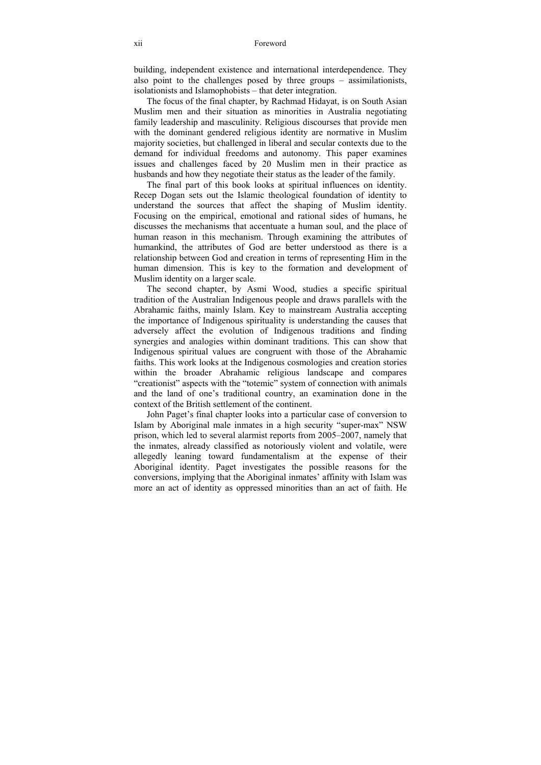building, independent existence and international interdependence. They also point to the challenges posed by three groups – assimilationists, isolationists and Islamophobists – that deter integration.

The focus of the final chapter, by Rachmad Hidayat, is on South Asian Muslim men and their situation as minorities in Australia negotiating family leadership and masculinity. Religious discourses that provide men with the dominant gendered religious identity are normative in Muslim majority societies, but challenged in liberal and secular contexts due to the demand for individual freedoms and autonomy. This paper examines issues and challenges faced by 20 Muslim men in their practice as husbands and how they negotiate their status as the leader of the family.

The final part of this book looks at spiritual influences on identity. Recep Dogan sets out the Islamic theological foundation of identity to understand the sources that affect the shaping of Muslim identity. Focusing on the empirical, emotional and rational sides of humans, he discusses the mechanisms that accentuate a human soul, and the place of human reason in this mechanism. Through examining the attributes of humankind, the attributes of God are better understood as there is a relationship between God and creation in terms of representing Him in the human dimension. This is key to the formation and development of Muslim identity on a larger scale.

The second chapter, by Asmi Wood, studies a specific spiritual tradition of the Australian Indigenous people and draws parallels with the Abrahamic faiths, mainly Islam. Key to mainstream Australia accepting the importance of Indigenous spirituality is understanding the causes that adversely affect the evolution of Indigenous traditions and finding synergies and analogies within dominant traditions. This can show that Indigenous spiritual values are congruent with those of the Abrahamic faiths. This work looks at the Indigenous cosmologies and creation stories within the broader Abrahamic religious landscape and compares "creationist" aspects with the "totemic" system of connection with animals and the land of one's traditional country, an examination done in the context of the British settlement of the continent.

John Paget's final chapter looks into a particular case of conversion to Islam by Aboriginal male inmates in a high security "super-max" NSW prison, which led to several alarmist reports from 2005–2007, namely that the inmates, already classified as notoriously violent and volatile, were allegedly leaning toward fundamentalism at the expense of their Aboriginal identity. Paget investigates the possible reasons for the conversions, implying that the Aboriginal inmates' affinity with Islam was more an act of identity as oppressed minorities than an act of faith. He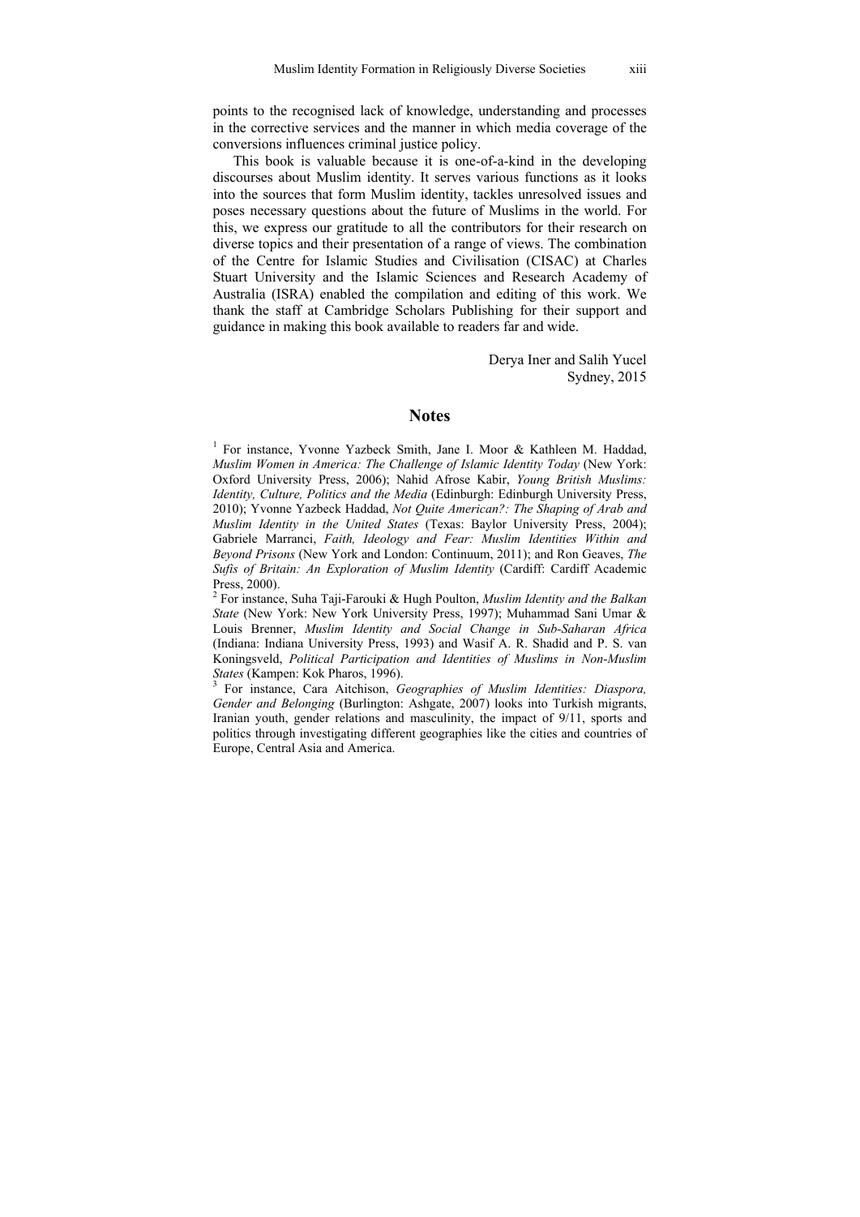points to the recognised lack of knowledge, understanding and processes in the corrective services and the manner in which media coverage of the conversions influences criminal justice policy.

This book is valuable because it is one-of-a-kind in the developing discourses about Muslim identity. It serves various functions as it looks into the sources that form Muslim identity, tackles unresolved issues and poses necessary questions about the future of Muslims in the world. For this, we express our gratitude to all the contributors for their research on diverse topics and their presentation of a range of views. The combination of the Centre for Islamic Studies and Civilisation (CISAC) at Charles Stuart University and the Islamic Sciences and Research Academy of Australia (ISRA) enabled the compilation and editing of this work. We thank the staff at Cambridge Scholars Publishing for their support and guidance in making this book available to readers far and wide.

Derya Iner and Salih Yucel
Sydney, 2015

## Notes

[1] For instance, Yvonne Yazbeck Smith, Jane I. Moor & Kathleen M. Haddad, *Muslim Women in America: The Challenge of Islamic Identity Today* (New York: Oxford University Press, 2006); Nahid Afrose Kabir, *Young British Muslims: Identity, Culture, Politics and the Media* (Edinburgh: Edinburgh University Press, 2010); Yvonne Yazbeck Haddad, *Not Quite American?: The Shaping of Arab and Muslim Identity in the United States* (Texas: Baylor University Press, 2004); Gabriele Marranci, *Faith, Ideology and Fear: Muslim Identities Within and Beyond Prisons* (New York and London: Continuum, 2011); and Ron Geaves, *The Sufis of Britain: An Exploration of Muslim Identity* (Cardiff: Cardiff Academic Press, 2000).

[2] For instance, Suha Taji-Farouki & Hugh Poulton, *Muslim Identity and the Balkan State* (New York: New York University Press, 1997); Muhammad Sani Umar & Louis Brenner, *Muslim Identity and Social Change in Sub-Saharan Africa* (Indiana: Indiana University Press, 1993) and Wasif A. R. Shadid and P. S. van Koningsveld, *Political Participation and Identities of Muslims in Non-Muslim States* (Kampen: Kok Pharos, 1996).

[3] For instance, Cara Aitchison, *Geographies of Muslim Identities: Diaspora, Gender and Belonging* (Burlington: Ashgate, 2007) looks into Turkish migrants, Iranian youth, gender relations and masculinity, the impact of 9/11, sports and politics through investigating different geographies like the cities and countries of Europe, Central Asia and America.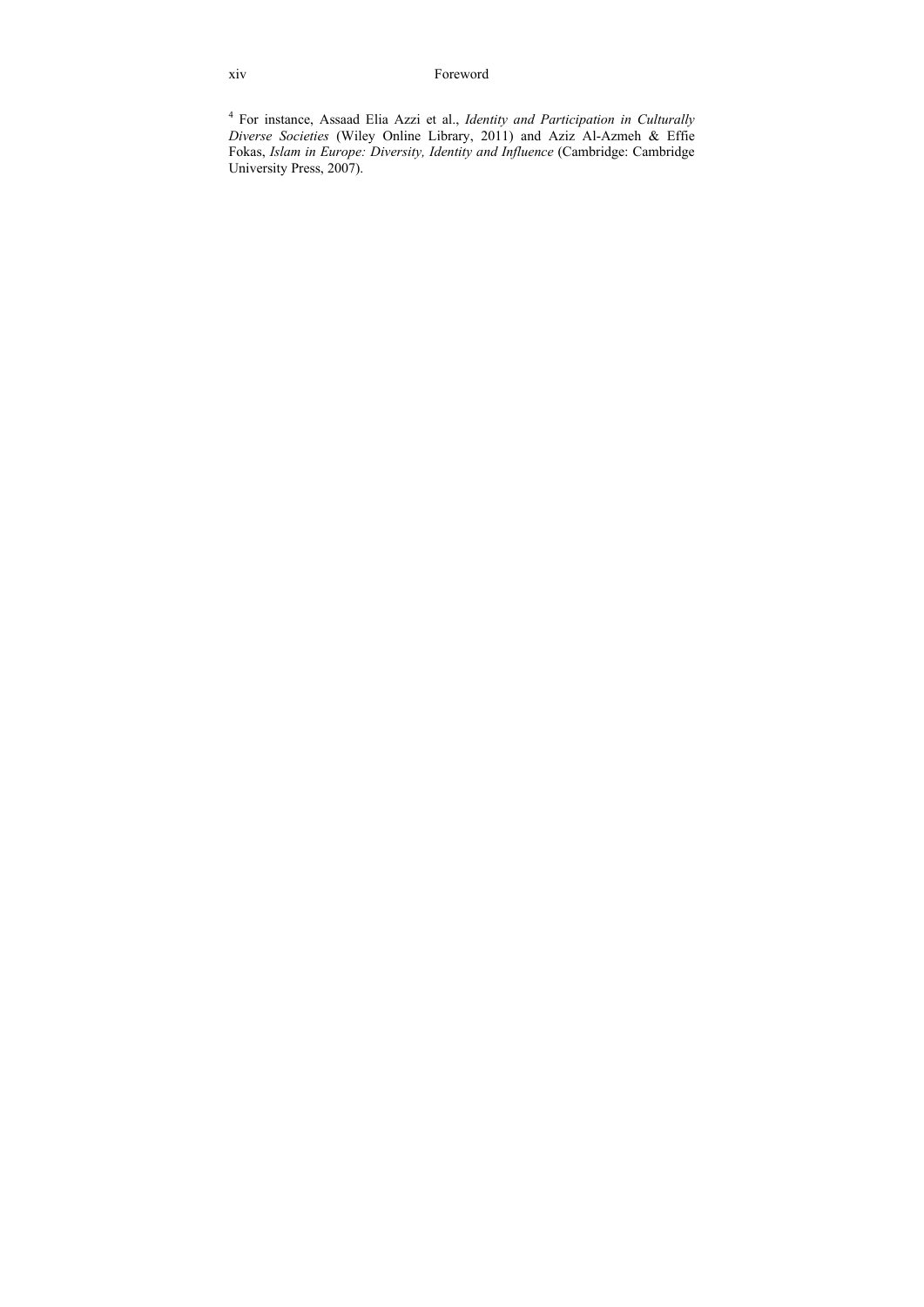[4] For instance, Assaad Elia Azzi et al., *Identity and Participation in Culturally Diverse Societies* (Wiley Online Library, 2011) and Aziz Al-Azmeh & Effie Fokas, *Islam in Europe: Diversity, Identity and Influence* (Cambridge: Cambridge University Press, 2007).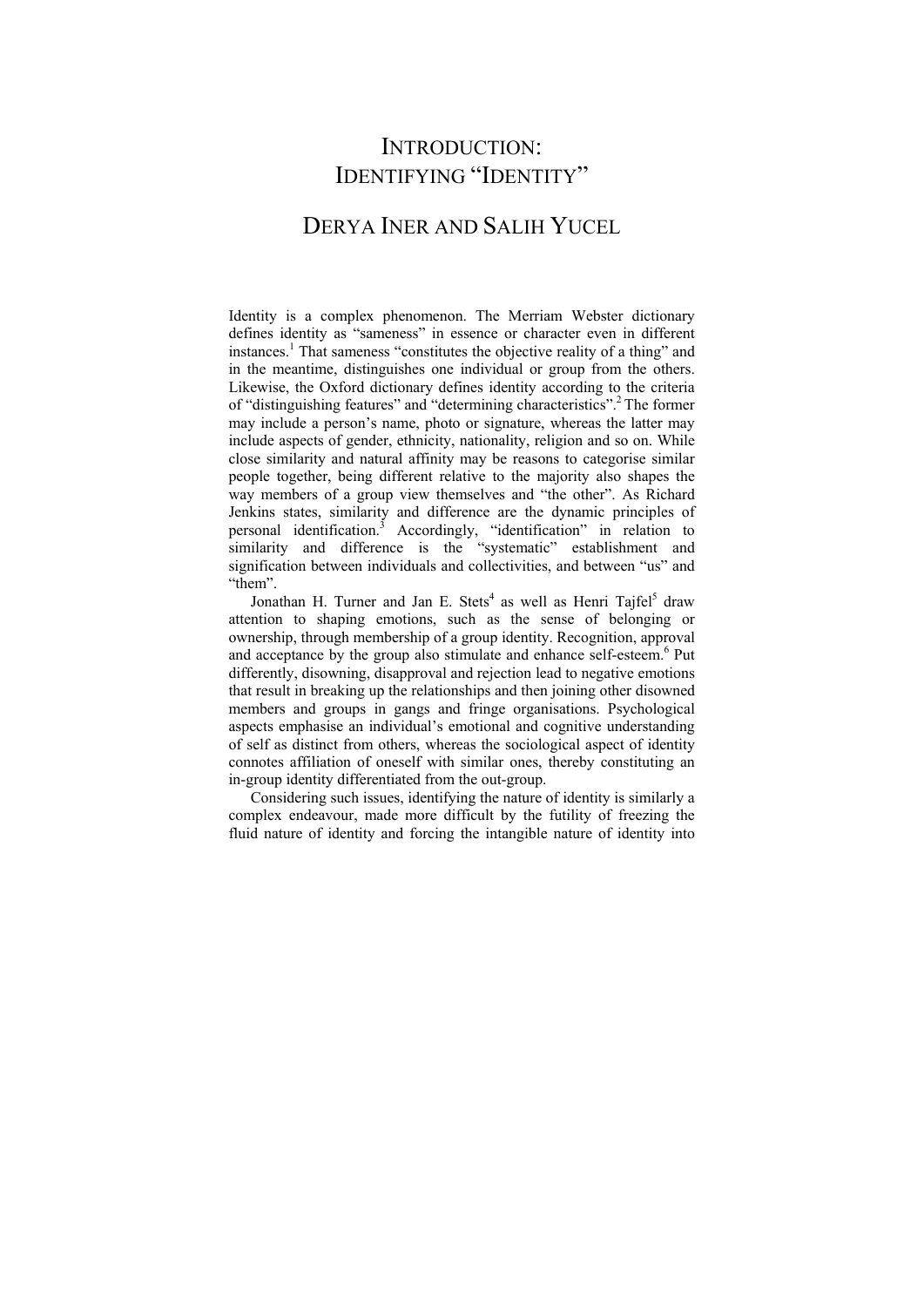# INTRODUCTION: IDENTIFYING "IDENTITY"

## DERYA INER AND SALIH YUCEL

Identity is a complex phenomenon. The Merriam Webster dictionary defines identity as "sameness" in essence or character even in different instances.[1] That sameness "constitutes the objective reality of a thing" and in the meantime, distinguishes one individual or group from the others. Likewise, the Oxford dictionary defines identity according to the criteria of "distinguishing features" and "determining characteristics".[2] The former may include a person's name, photo or signature, whereas the latter may include aspects of gender, ethnicity, nationality, religion and so on. While close similarity and natural affinity may be reasons to categorise similar people together, being different relative to the majority also shapes the way members of a group view themselves and "the other". As Richard Jenkins states, similarity and difference are the dynamic principles of personal identification.[3] Accordingly, "identification" in relation to similarity and difference is the "systematic" establishment and signification between individuals and collectivities, and between "us" and "them".

Jonathan H. Turner and Jan E. Stets[4] as well as Henri Tajfel[5] draw attention to shaping emotions, such as the sense of belonging or ownership, through membership of a group identity. Recognition, approval and acceptance by the group also stimulate and enhance self-esteem.[6] Put differently, disowning, disapproval and rejection lead to negative emotions that result in breaking up the relationships and then joining other disowned members and groups in gangs and fringe organisations. Psychological aspects emphasise an individual's emotional and cognitive understanding of self as distinct from others, whereas the sociological aspect of identity connotes affiliation of oneself with similar ones, thereby constituting an in-group identity differentiated from the out-group.

Considering such issues, identifying the nature of identity is similarly a complex endeavour, made more difficult by the futility of freezing the fluid nature of identity and forcing the intangible nature of identity into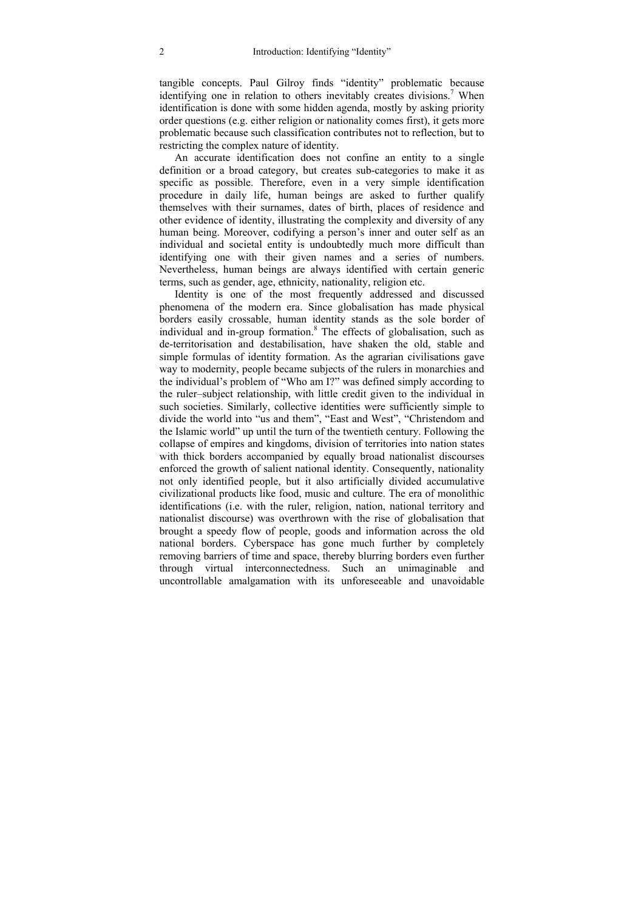tangible concepts. Paul Gilroy finds "identity" problematic because identifying one in relation to others inevitably creates divisions.[7] When identification is done with some hidden agenda, mostly by asking priority order questions (e.g. either religion or nationality comes first), it gets more problematic because such classification contributes not to reflection, but to restricting the complex nature of identity.

An accurate identification does not confine an entity to a single definition or a broad category, but creates sub-categories to make it as specific as possible. Therefore, even in a very simple identification procedure in daily life, human beings are asked to further qualify themselves with their surnames, dates of birth, places of residence and other evidence of identity, illustrating the complexity and diversity of any human being. Moreover, codifying a person's inner and outer self as an individual and societal entity is undoubtedly much more difficult than identifying one with their given names and a series of numbers. Nevertheless, human beings are always identified with certain generic terms, such as gender, age, ethnicity, nationality, religion etc.

Identity is one of the most frequently addressed and discussed phenomena of the modern era. Since globalisation has made physical borders easily crossable, human identity stands as the sole border of individual and in-group formation.[8] The effects of globalisation, such as de-territorisation and destabilisation, have shaken the old, stable and simple formulas of identity formation. As the agrarian civilisations gave way to modernity, people became subjects of the rulers in monarchies and the individual's problem of "Who am I?" was defined simply according to the ruler–subject relationship, with little credit given to the individual in such societies. Similarly, collective identities were sufficiently simple to divide the world into "us and them", "East and West", "Christendom and the Islamic world" up until the turn of the twentieth century. Following the collapse of empires and kingdoms, division of territories into nation states with thick borders accompanied by equally broad nationalist discourses enforced the growth of salient national identity. Consequently, nationality not only identified people, but it also artificially divided accumulative civilizational products like food, music and culture. The era of monolithic identifications (i.e. with the ruler, religion, nation, national territory and nationalist discourse) was overthrown with the rise of globalisation that brought a speedy flow of people, goods and information across the old national borders. Cyberspace has gone much further by completely removing barriers of time and space, thereby blurring borders even further through virtual interconnectedness. Such an unimaginable and uncontrollable amalgamation with its unforeseeable and unavoidable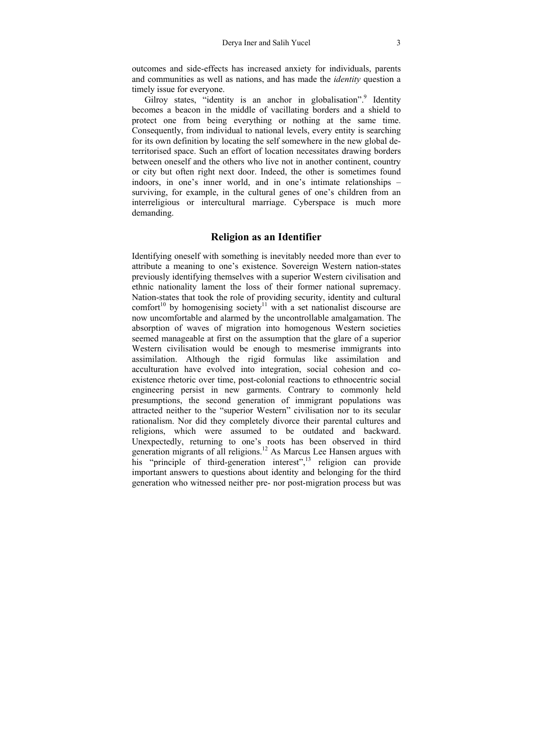outcomes and side-effects has increased anxiety for individuals, parents and communities as well as nations, and has made the *identity* question a timely issue for everyone.

Gilroy states, "identity is an anchor in globalisation".[9] Identity becomes a beacon in the middle of vacillating borders and a shield to protect one from being everything or nothing at the same time. Consequently, from individual to national levels, every entity is searching for its own definition by locating the self somewhere in the new global de-territorised space. Such an effort of location necessitates drawing borders between oneself and the others who live not in another continent, country or city but often right next door. Indeed, the other is sometimes found indoors, in one's inner world, and in one's intimate relationships – surviving, for example, in the cultural genes of one's children from an interreligious or intercultural marriage. Cyberspace is much more demanding.

## Religion as an Identifier

Identifying oneself with something is inevitably needed more than ever to attribute a meaning to one's existence. Sovereign Western nation-states previously identifying themselves with a superior Western civilisation and ethnic nationality lament the loss of their former national supremacy. Nation-states that took the role of providing security, identity and cultural comfort[10] by homogenising society[11] with a set nationalist discourse are now uncomfortable and alarmed by the uncontrollable amalgamation. The absorption of waves of migration into homogenous Western societies seemed manageable at first on the assumption that the glare of a superior Western civilisation would be enough to mesmerise immigrants into assimilation. Although the rigid formulas like assimilation and acculturation have evolved into integration, social cohesion and co-existence rhetoric over time, post-colonial reactions to ethnocentric social engineering persist in new garments. Contrary to commonly held presumptions, the second generation of immigrant populations was attracted neither to the "superior Western" civilisation nor to its secular rationalism. Nor did they completely divorce their parental cultures and religions, which were assumed to be outdated and backward. Unexpectedly, returning to one's roots has been observed in third generation migrants of all religions.[12] As Marcus Lee Hansen argues with his "principle of third-generation interest",[13] religion can provide important answers to questions about identity and belonging for the third generation who witnessed neither pre- nor post-migration process but was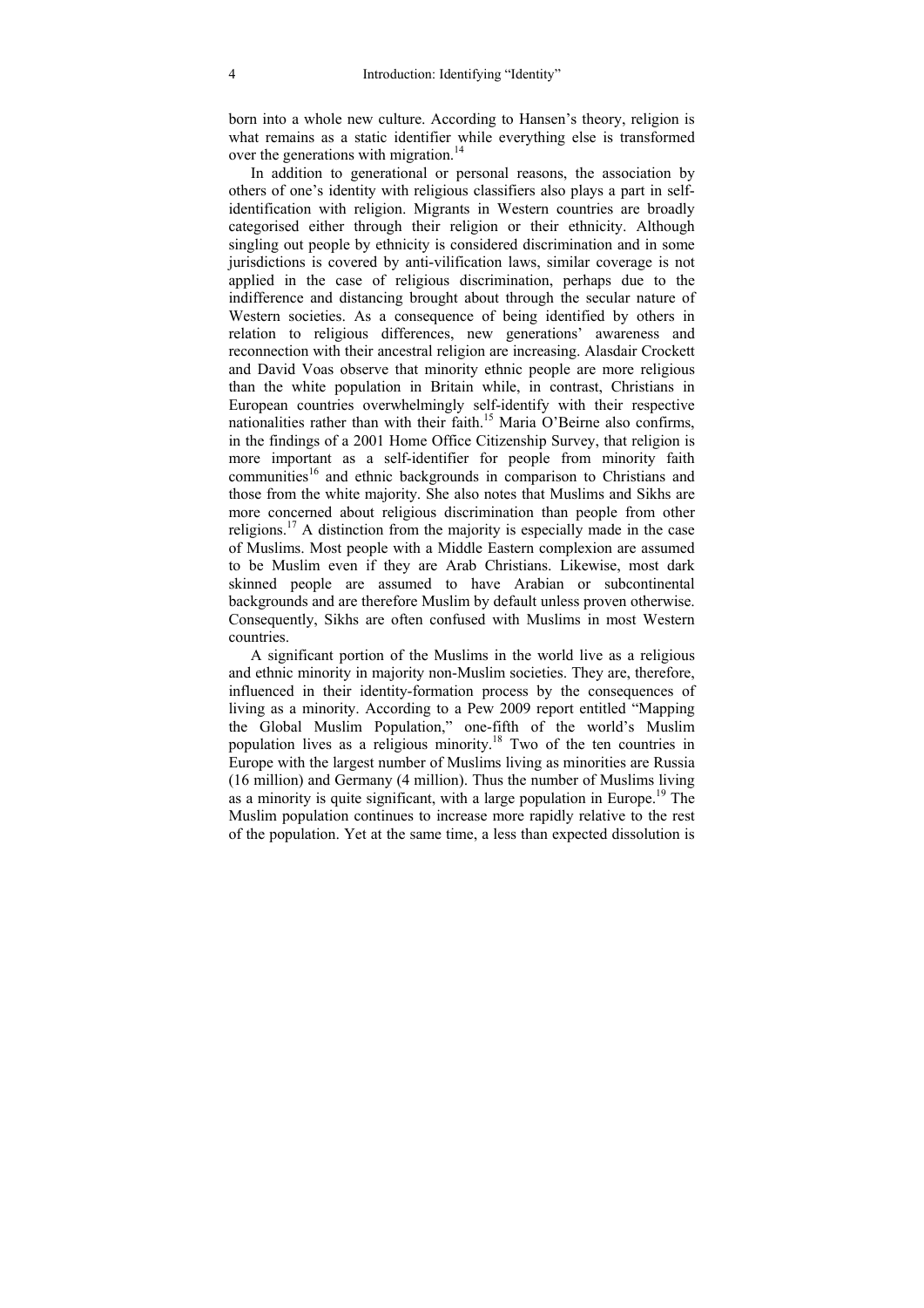born into a whole new culture. According to Hansen's theory, religion is what remains as a static identifier while everything else is transformed over the generations with migration.[14]

In addition to generational or personal reasons, the association by others of one's identity with religious classifiers also plays a part in self-identification with religion. Migrants in Western countries are broadly categorised either through their religion or their ethnicity. Although singling out people by ethnicity is considered discrimination and in some jurisdictions is covered by anti-vilification laws, similar coverage is not applied in the case of religious discrimination, perhaps due to the indifference and distancing brought about through the secular nature of Western societies. As a consequence of being identified by others in relation to religious differences, new generations' awareness and reconnection with their ancestral religion are increasing. Alasdair Crockett and David Voas observe that minority ethnic people are more religious than the white population in Britain while, in contrast, Christians in European countries overwhelmingly self-identify with their respective nationalities rather than with their faith.[15] Maria O'Beirne also confirms, in the findings of a 2001 Home Office Citizenship Survey, that religion is more important as a self-identifier for people from minority faith communities[16] and ethnic backgrounds in comparison to Christians and those from the white majority. She also notes that Muslims and Sikhs are more concerned about religious discrimination than people from other religions.[17] A distinction from the majority is especially made in the case of Muslims. Most people with a Middle Eastern complexion are assumed to be Muslim even if they are Arab Christians. Likewise, most dark skinned people are assumed to have Arabian or subcontinental backgrounds and are therefore Muslim by default unless proven otherwise. Consequently, Sikhs are often confused with Muslims in most Western countries.

A significant portion of the Muslims in the world live as a religious and ethnic minority in majority non-Muslim societies. They are, therefore, influenced in their identity-formation process by the consequences of living as a minority. According to a Pew 2009 report entitled "Mapping the Global Muslim Population," one-fifth of the world's Muslim population lives as a religious minority.[18] Two of the ten countries in Europe with the largest number of Muslims living as minorities are Russia (16 million) and Germany (4 million). Thus the number of Muslims living as a minority is quite significant, with a large population in Europe.[19] The Muslim population continues to increase more rapidly relative to the rest of the population. Yet at the same time, a less than expected dissolution is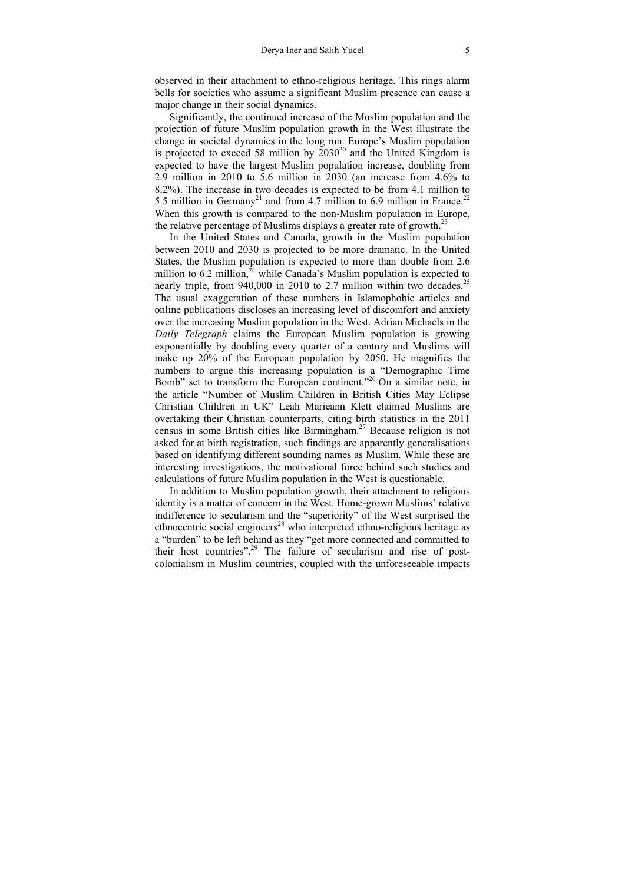observed in their attachment to ethno-religious heritage. This rings alarm bells for societies who assume a significant Muslim presence can cause a major change in their social dynamics.

Significantly, the continued increase of the Muslim population and the projection of future Muslim population growth in the West illustrate the change in societal dynamics in the long run. Europe's Muslim population is projected to exceed 58 million by 2030[20] and the United Kingdom is expected to have the largest Muslim population increase, doubling from 2.9 million in 2010 to 5.6 million in 2030 (an increase from 4.6% to 8.2%). The increase in two decades is expected to be from 4.1 million to 5.5 million in Germany[21] and from 4.7 million to 6.9 million in France.[22] When this growth is compared to the non-Muslim population in Europe, the relative percentage of Muslims displays a greater rate of growth.[23]

In the United States and Canada, growth in the Muslim population between 2010 and 2030 is projected to be more dramatic. In the United States, the Muslim population is expected to more than double from 2.6 million to 6.2 million,[24] while Canada's Muslim population is expected to nearly triple, from 940,000 in 2010 to 2.7 million within two decades.[25] The usual exaggeration of these numbers in Islamophobic articles and online publications discloses an increasing level of discomfort and anxiety over the increasing Muslim population in the West. Adrian Michaels in the *Daily Telegraph* claims the European Muslim population is growing exponentially by doubling every quarter of a century and Muslims will make up 20% of the European population by 2050. He magnifies the numbers to argue this increasing population is a "Demographic Time Bomb" set to transform the European continent."[26] On a similar note, in the article "Number of Muslim Children in British Cities May Eclipse Christian Children in UK" Leah Marieann Klett claimed Muslims are overtaking their Christian counterparts, citing birth statistics in the 2011 census in some British cities like Birmingham.[27] Because religion is not asked for at birth registration, such findings are apparently generalisations based on identifying different sounding names as Muslim. While these are interesting investigations, the motivational force behind such studies and calculations of future Muslim population in the West is questionable.

In addition to Muslim population growth, their attachment to religious identity is a matter of concern in the West. Home-grown Muslims' relative indifference to secularism and the "superiority" of the West surprised the ethnocentric social engineers[28] who interpreted ethno-religious heritage as a "burden" to be left behind as they "get more connected and committed to their host countries".[29] The failure of secularism and rise of post-colonialism in Muslim countries, coupled with the unforeseeable impacts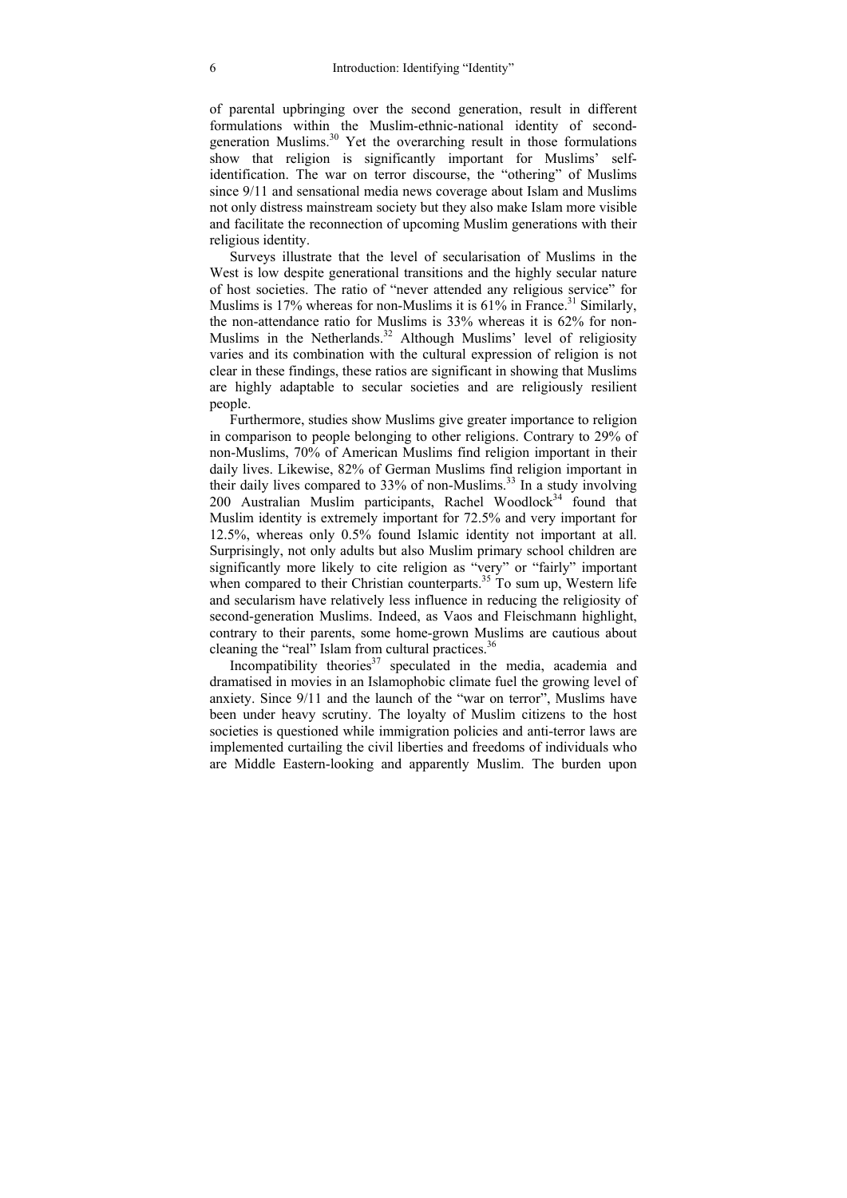of parental upbringing over the second generation, result in different formulations within the Muslim-ethnic-national identity of second-generation Muslims.[30] Yet the overarching result in those formulations show that religion is significantly important for Muslims' self-identification. The war on terror discourse, the "othering" of Muslims since 9/11 and sensational media news coverage about Islam and Muslims not only distress mainstream society but they also make Islam more visible and facilitate the reconnection of upcoming Muslim generations with their religious identity.

Surveys illustrate that the level of secularisation of Muslims in the West is low despite generational transitions and the highly secular nature of host societies. The ratio of "never attended any religious service" for Muslims is 17% whereas for non-Muslims it is 61% in France.[31] Similarly, the non-attendance ratio for Muslims is 33% whereas it is 62% for non-Muslims in the Netherlands.[32] Although Muslims' level of religiosity varies and its combination with the cultural expression of religion is not clear in these findings, these ratios are significant in showing that Muslims are highly adaptable to secular societies and are religiously resilient people.

Furthermore, studies show Muslims give greater importance to religion in comparison to people belonging to other religions. Contrary to 29% of non-Muslims, 70% of American Muslims find religion important in their daily lives. Likewise, 82% of German Muslims find religion important in their daily lives compared to 33% of non-Muslims.[33] In a study involving 200 Australian Muslim participants, Rachel Woodlock[34] found that Muslim identity is extremely important for 72.5% and very important for 12.5%, whereas only 0.5% found Islamic identity not important at all. Surprisingly, not only adults but also Muslim primary school children are significantly more likely to cite religion as "very" or "fairly" important when compared to their Christian counterparts.[35] To sum up, Western life and secularism have relatively less influence in reducing the religiosity of second-generation Muslims. Indeed, as Vaos and Fleischmann highlight, contrary to their parents, some home-grown Muslims are cautious about cleaning the "real" Islam from cultural practices.[36]

Incompatibility theories[37] speculated in the media, academia and dramatised in movies in an Islamophobic climate fuel the growing level of anxiety. Since 9/11 and the launch of the "war on terror", Muslims have been under heavy scrutiny. The loyalty of Muslim citizens to the host societies is questioned while immigration policies and anti-terror laws are implemented curtailing the civil liberties and freedoms of individuals who are Middle Eastern-looking and apparently Muslim. The burden upon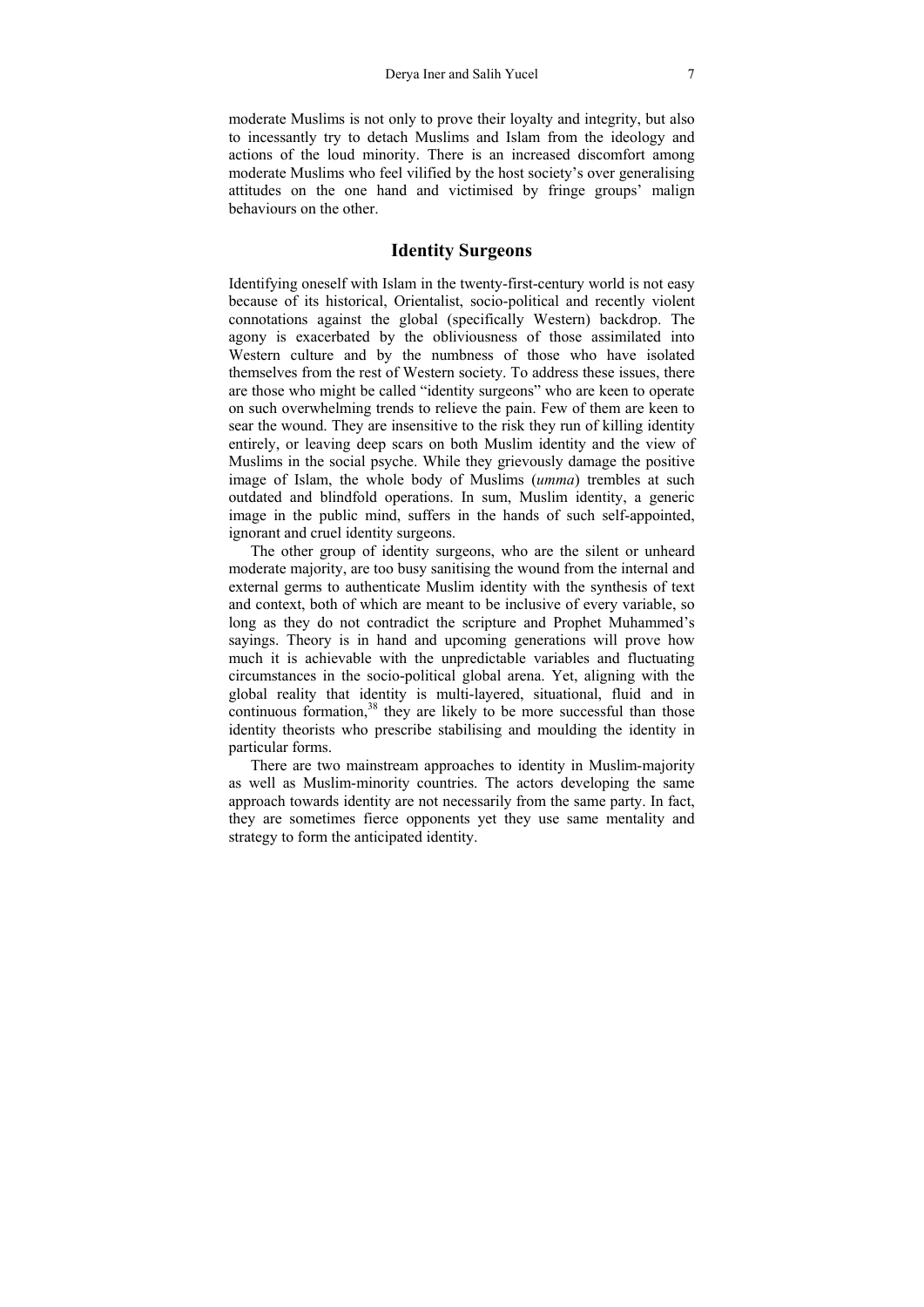moderate Muslims is not only to prove their loyalty and integrity, but also to incessantly try to detach Muslims and Islam from the ideology and actions of the loud minority. There is an increased discomfort among moderate Muslims who feel vilified by the host society's over generalising attitudes on the one hand and victimised by fringe groups' malign behaviours on the other.

## Identity Surgeons

Identifying oneself with Islam in the twenty-first-century world is not easy because of its historical, Orientalist, socio-political and recently violent connotations against the global (specifically Western) backdrop. The agony is exacerbated by the obliviousness of those assimilated into Western culture and by the numbness of those who have isolated themselves from the rest of Western society. To address these issues, there are those who might be called "identity surgeons" who are keen to operate on such overwhelming trends to relieve the pain. Few of them are keen to sear the wound. They are insensitive to the risk they run of killing identity entirely, or leaving deep scars on both Muslim identity and the view of Muslims in the social psyche. While they grievously damage the positive image of Islam, the whole body of Muslims (*umma*) trembles at such outdated and blindfold operations. In sum, Muslim identity, a generic image in the public mind, suffers in the hands of such self-appointed, ignorant and cruel identity surgeons.

The other group of identity surgeons, who are the silent or unheard moderate majority, are too busy sanitising the wound from the internal and external germs to authenticate Muslim identity with the synthesis of text and context, both of which are meant to be inclusive of every variable, so long as they do not contradict the scripture and Prophet Muhammed's sayings. Theory is in hand and upcoming generations will prove how much it is achievable with the unpredictable variables and fluctuating circumstances in the socio-political global arena. Yet, aligning with the global reality that identity is multi-layered, situational, fluid and in continuous formation,[38] they are likely to be more successful than those identity theorists who prescribe stabilising and moulding the identity in particular forms.

There are two mainstream approaches to identity in Muslim-majority as well as Muslim-minority countries. The actors developing the same approach towards identity are not necessarily from the same party. In fact, they are sometimes fierce opponents yet they use same mentality and strategy to form the anticipated identity.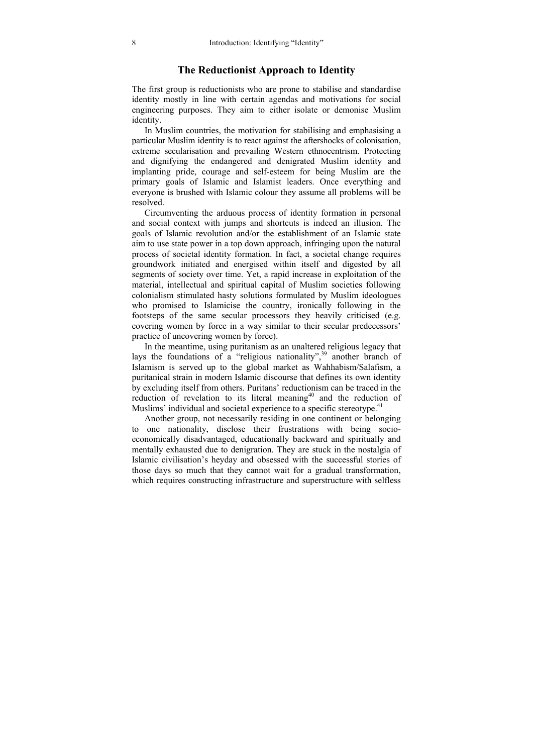## The Reductionist Approach to Identity

The first group is reductionists who are prone to stabilise and standardise identity mostly in line with certain agendas and motivations for social engineering purposes. They aim to either isolate or demonise Muslim identity.

In Muslim countries, the motivation for stabilising and emphasising a particular Muslim identity is to react against the aftershocks of colonisation, extreme secularisation and prevailing Western ethnocentrism. Protecting and dignifying the endangered and denigrated Muslim identity and implanting pride, courage and self-esteem for being Muslim are the primary goals of Islamic and Islamist leaders. Once everything and everyone is brushed with Islamic colour they assume all problems will be resolved.

Circumventing the arduous process of identity formation in personal and social context with jumps and shortcuts is indeed an illusion. The goals of Islamic revolution and/or the establishment of an Islamic state aim to use state power in a top down approach, infringing upon the natural process of societal identity formation. In fact, a societal change requires groundwork initiated and energised within itself and digested by all segments of society over time. Yet, a rapid increase in exploitation of the material, intellectual and spiritual capital of Muslim societies following colonialism stimulated hasty solutions formulated by Muslim ideologues who promised to Islamicise the country, ironically following in the footsteps of the same secular processors they heavily criticised (e.g. covering women by force in a way similar to their secular predecessors' practice of uncovering women by force).

In the meantime, using puritanism as an unaltered religious legacy that lays the foundations of a "religious nationality",[39] another branch of Islamism is served up to the global market as Wahhabism/Salafism, a puritanical strain in modern Islamic discourse that defines its own identity by excluding itself from others. Puritans' reductionism can be traced in the reduction of revelation to its literal meaning[40] and the reduction of Muslims' individual and societal experience to a specific stereotype.[41]

Another group, not necessarily residing in one continent or belonging to one nationality, disclose their frustrations with being socio-economically disadvantaged, educationally backward and spiritually and mentally exhausted due to denigration. They are stuck in the nostalgia of Islamic civilisation's heyday and obsessed with the successful stories of those days so much that they cannot wait for a gradual transformation, which requires constructing infrastructure and superstructure with selfless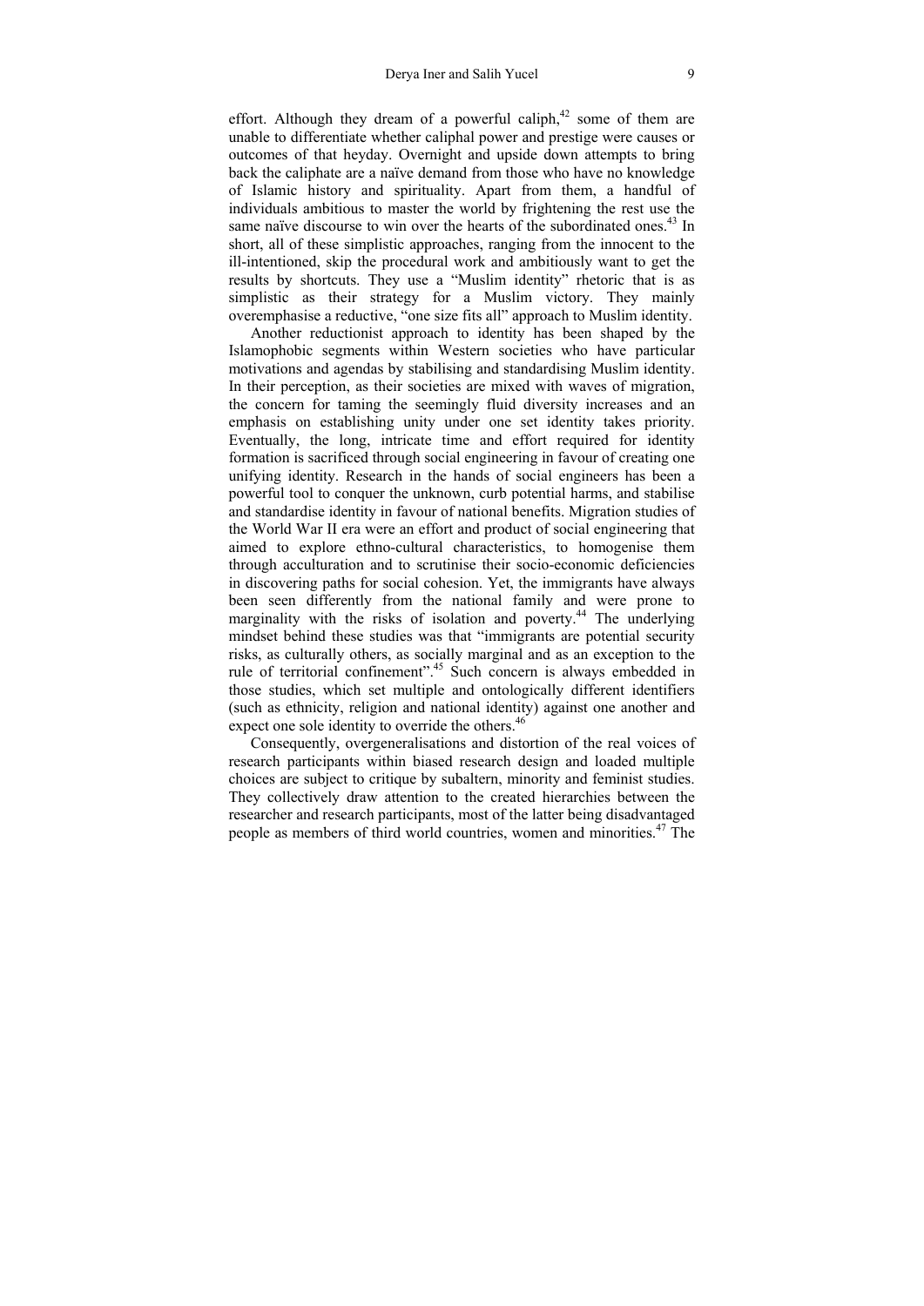effort. Although they dream of a powerful caliph,[42] some of them are unable to differentiate whether caliphal power and prestige were causes or outcomes of that heyday. Overnight and upside down attempts to bring back the caliphate are a naïve demand from those who have no knowledge of Islamic history and spirituality. Apart from them, a handful of individuals ambitious to master the world by frightening the rest use the same naïve discourse to win over the hearts of the subordinated ones.[43] In short, all of these simplistic approaches, ranging from the innocent to the ill-intentioned, skip the procedural work and ambitiously want to get the results by shortcuts. They use a "Muslim identity" rhetoric that is as simplistic as their strategy for a Muslim victory. They mainly overemphasise a reductive, "one size fits all" approach to Muslim identity.

Another reductionist approach to identity has been shaped by the Islamophobic segments within Western societies who have particular motivations and agendas by stabilising and standardising Muslim identity. In their perception, as their societies are mixed with waves of migration, the concern for taming the seemingly fluid diversity increases and an emphasis on establishing unity under one set identity takes priority. Eventually, the long, intricate time and effort required for identity formation is sacrificed through social engineering in favour of creating one unifying identity. Research in the hands of social engineers has been a powerful tool to conquer the unknown, curb potential harms, and stabilise and standardise identity in favour of national benefits. Migration studies of the World War II era were an effort and product of social engineering that aimed to explore ethno-cultural characteristics, to homogenise them through acculturation and to scrutinise their socio-economic deficiencies in discovering paths for social cohesion. Yet, the immigrants have always been seen differently from the national family and were prone to marginality with the risks of isolation and poverty.[44] The underlying mindset behind these studies was that "immigrants are potential security risks, as culturally others, as socially marginal and as an exception to the rule of territorial confinement".[45] Such concern is always embedded in those studies, which set multiple and ontologically different identifiers (such as ethnicity, religion and national identity) against one another and expect one sole identity to override the others.[46]

Consequently, overgeneralisations and distortion of the real voices of research participants within biased research design and loaded multiple choices are subject to critique by subaltern, minority and feminist studies. They collectively draw attention to the created hierarchies between the researcher and research participants, most of the latter being disadvantaged people as members of third world countries, women and minorities.[47] The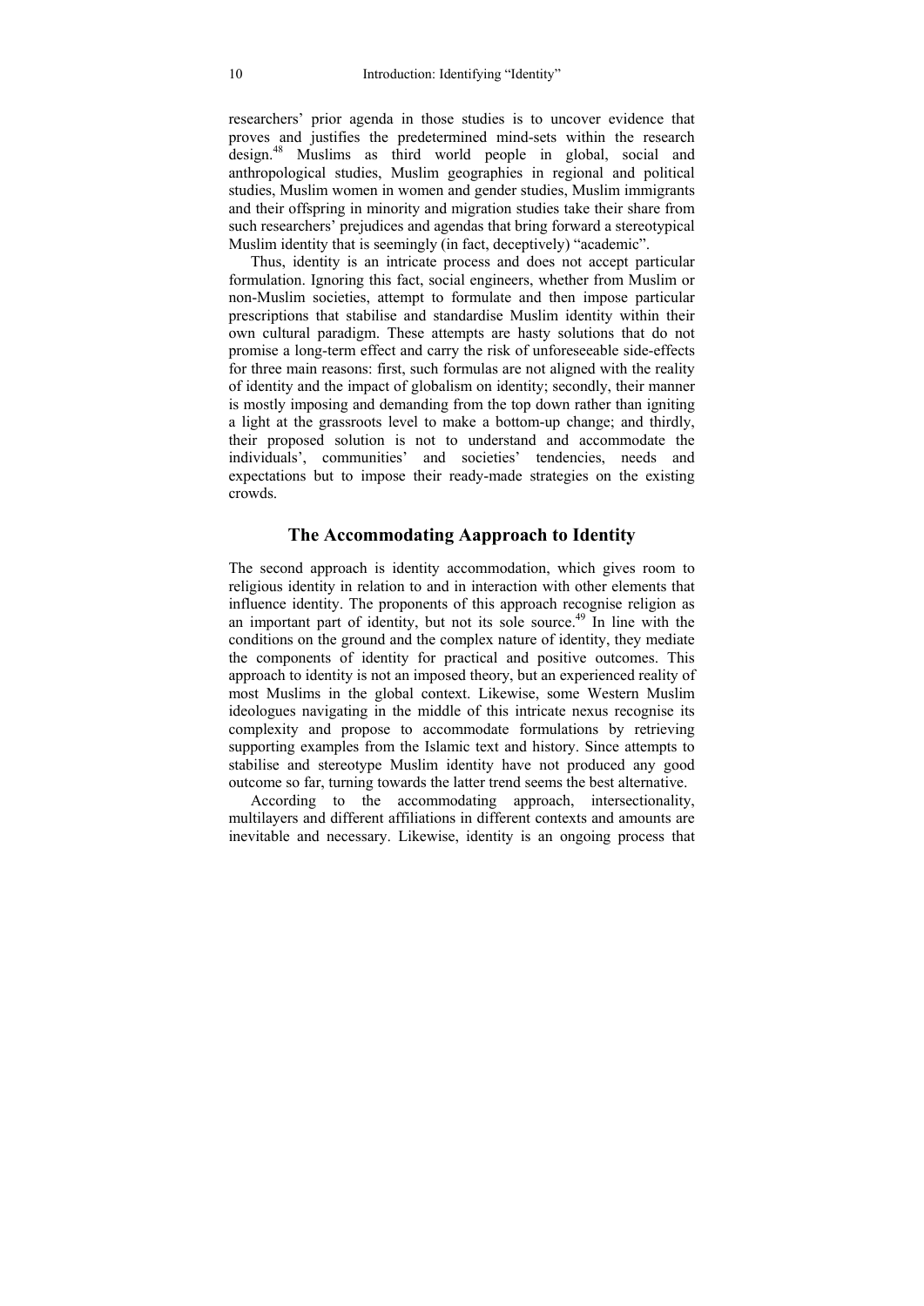researchers' prior agenda in those studies is to uncover evidence that proves and justifies the predetermined mind-sets within the research design.[48] Muslims as third world people in global, social and anthropological studies, Muslim geographies in regional and political studies, Muslim women in women and gender studies, Muslim immigrants and their offspring in minority and migration studies take their share from such researchers' prejudices and agendas that bring forward a stereotypical Muslim identity that is seemingly (in fact, deceptively) "academic".

Thus, identity is an intricate process and does not accept particular formulation. Ignoring this fact, social engineers, whether from Muslim or non-Muslim societies, attempt to formulate and then impose particular prescriptions that stabilise and standardise Muslim identity within their own cultural paradigm. These attempts are hasty solutions that do not promise a long-term effect and carry the risk of unforeseeable side-effects for three main reasons: first, such formulas are not aligned with the reality of identity and the impact of globalism on identity; secondly, their manner is mostly imposing and demanding from the top down rather than igniting a light at the grassroots level to make a bottom-up change; and thirdly, their proposed solution is not to understand and accommodate the individuals', communities' and societies' tendencies, needs and expectations but to impose their ready-made strategies on the existing crowds.

## The Accommodating Aapproach to Identity

The second approach is identity accommodation, which gives room to religious identity in relation to and in interaction with other elements that influence identity. The proponents of this approach recognise religion as an important part of identity, but not its sole source.[49] In line with the conditions on the ground and the complex nature of identity, they mediate the components of identity for practical and positive outcomes. This approach to identity is not an imposed theory, but an experienced reality of most Muslims in the global context. Likewise, some Western Muslim ideologues navigating in the middle of this intricate nexus recognise its complexity and propose to accommodate formulations by retrieving supporting examples from the Islamic text and history. Since attempts to stabilise and stereotype Muslim identity have not produced any good outcome so far, turning towards the latter trend seems the best alternative.

According to the accommodating approach, intersectionality, multilayers and different affiliations in different contexts and amounts are inevitable and necessary. Likewise, identity is an ongoing process that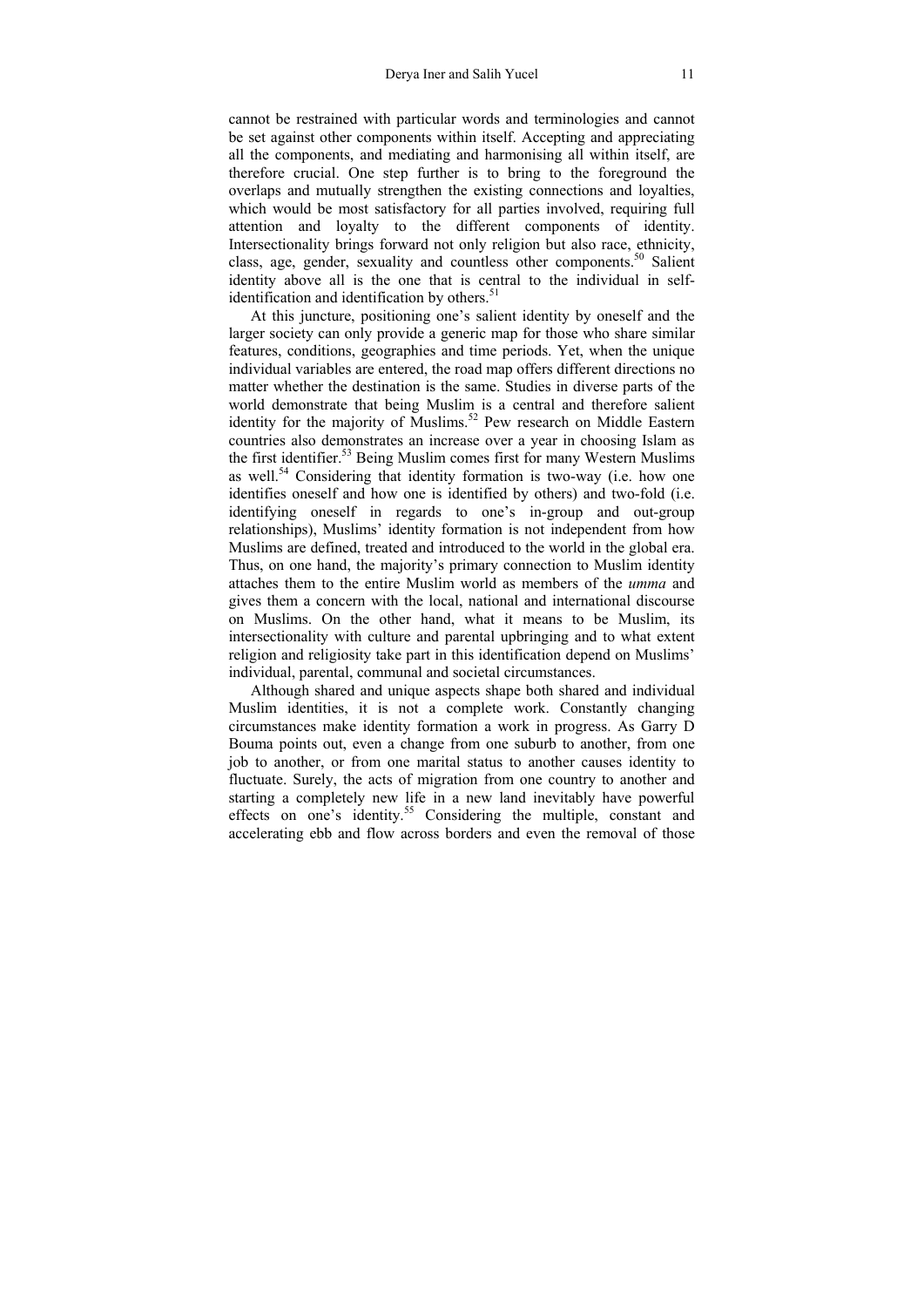cannot be restrained with particular words and terminologies and cannot be set against other components within itself. Accepting and appreciating all the components, and mediating and harmonising all within itself, are therefore crucial. One step further is to bring to the foreground the overlaps and mutually strengthen the existing connections and loyalties, which would be most satisfactory for all parties involved, requiring full attention and loyalty to the different components of identity. Intersectionality brings forward not only religion but also race, ethnicity, class, age, gender, sexuality and countless other components.[50] Salient identity above all is the one that is central to the individual in self-identification and identification by others.[51]

At this juncture, positioning one's salient identity by oneself and the larger society can only provide a generic map for those who share similar features, conditions, geographies and time periods. Yet, when the unique individual variables are entered, the road map offers different directions no matter whether the destination is the same. Studies in diverse parts of the world demonstrate that being Muslim is a central and therefore salient identity for the majority of Muslims.[52] Pew research on Middle Eastern countries also demonstrates an increase over a year in choosing Islam as the first identifier.[53] Being Muslim comes first for many Western Muslims as well.[54] Considering that identity formation is two-way (i.e. how one identifies oneself and how one is identified by others) and two-fold (i.e. identifying oneself in regards to one's in-group and out-group relationships), Muslims' identity formation is not independent from how Muslims are defined, treated and introduced to the world in the global era. Thus, on one hand, the majority's primary connection to Muslim identity attaches them to the entire Muslim world as members of the *umma* and gives them a concern with the local, national and international discourse on Muslims. On the other hand, what it means to be Muslim, its intersectionality with culture and parental upbringing and to what extent religion and religiosity take part in this identification depend on Muslims' individual, parental, communal and societal circumstances.

Although shared and unique aspects shape both shared and individual Muslim identities, it is not a complete work. Constantly changing circumstances make identity formation a work in progress. As Garry D Bouma points out, even a change from one suburb to another, from one job to another, or from one marital status to another causes identity to fluctuate. Surely, the acts of migration from one country to another and starting a completely new life in a new land inevitably have powerful effects on one's identity.[55] Considering the multiple, constant and accelerating ebb and flow across borders and even the removal of those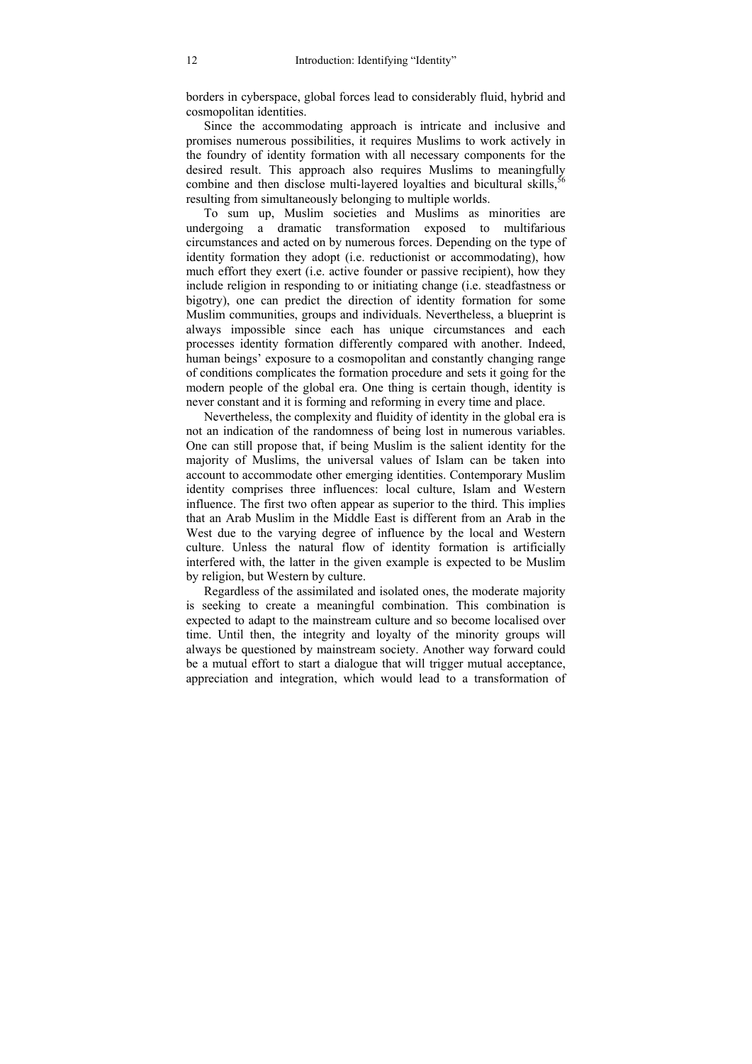borders in cyberspace, global forces lead to considerably fluid, hybrid and cosmopolitan identities.

Since the accommodating approach is intricate and inclusive and promises numerous possibilities, it requires Muslims to work actively in the foundry of identity formation with all necessary components for the desired result. This approach also requires Muslims to meaningfully combine and then disclose multi-layered loyalties and bicultural skills,[56] resulting from simultaneously belonging to multiple worlds.

To sum up, Muslim societies and Muslims as minorities are undergoing a dramatic transformation exposed to multifarious circumstances and acted on by numerous forces. Depending on the type of identity formation they adopt (i.e. reductionist or accommodating), how much effort they exert (i.e. active founder or passive recipient), how they include religion in responding to or initiating change (i.e. steadfastness or bigotry), one can predict the direction of identity formation for some Muslim communities, groups and individuals. Nevertheless, a blueprint is always impossible since each has unique circumstances and each processes identity formation differently compared with another. Indeed, human beings' exposure to a cosmopolitan and constantly changing range of conditions complicates the formation procedure and sets it going for the modern people of the global era. One thing is certain though, identity is never constant and it is forming and reforming in every time and place.

Nevertheless, the complexity and fluidity of identity in the global era is not an indication of the randomness of being lost in numerous variables. One can still propose that, if being Muslim is the salient identity for the majority of Muslims, the universal values of Islam can be taken into account to accommodate other emerging identities. Contemporary Muslim identity comprises three influences: local culture, Islam and Western influence. The first two often appear as superior to the third. This implies that an Arab Muslim in the Middle East is different from an Arab in the West due to the varying degree of influence by the local and Western culture. Unless the natural flow of identity formation is artificially interfered with, the latter in the given example is expected to be Muslim by religion, but Western by culture.

Regardless of the assimilated and isolated ones, the moderate majority is seeking to create a meaningful combination. This combination is expected to adapt to the mainstream culture and so become localised over time. Until then, the integrity and loyalty of the minority groups will always be questioned by mainstream society. Another way forward could be a mutual effort to start a dialogue that will trigger mutual acceptance, appreciation and integration, which would lead to a transformation of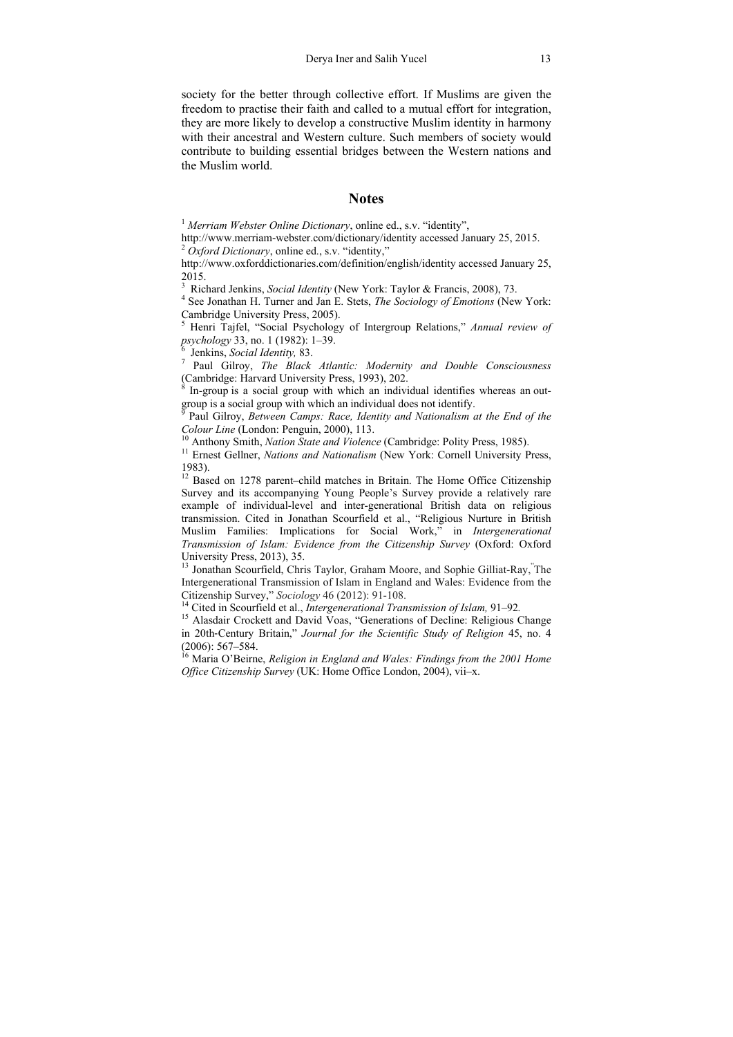society for the better through collective effort. If Muslims are given the freedom to practise their faith and called to a mutual effort for integration, they are more likely to develop a constructive Muslim identity in harmony with their ancestral and Western culture. Such members of society would contribute to building essential bridges between the Western nations and the Muslim world.

## Notes

[1] *Merriam Webster Online Dictionary*, online ed., s.v. "identity", http://www.merriam-webster.com/dictionary/identity accessed January 25, 2015.
[2] *Oxford Dictionary*, online ed., s.v. "identity," http://www.oxforddictionaries.com/definition/english/identity accessed January 25, 2015.
[3] Richard Jenkins, *Social Identity* (New York: Taylor & Francis, 2008), 73.
[4] See Jonathan H. Turner and Jan E. Stets, *The Sociology of Emotions* (New York: Cambridge University Press, 2005).
[5] Henri Tajfel, "Social Psychology of Intergroup Relations," *Annual review of psychology* 33, no. 1 (1982): 1–39.
[6] Jenkins, *Social Identity,* 83.
[7] Paul Gilroy, *The Black Atlantic: Modernity and Double Consciousness* (Cambridge: Harvard University Press, 1993), 202.
[8] In-group is a social group with which an individual identifies whereas an out-group is a social group with which an individual does not identify.
[9] Paul Gilroy, *Between Camps: Race, Identity and Nationalism at the End of the Colour Line* (London: Penguin, 2000), 113.
[10] Anthony Smith, *Nation State and Violence* (Cambridge: Polity Press, 1985).
[11] Ernest Gellner, *Nations and Nationalism* (New York: Cornell University Press, 1983).
[12] Based on 1278 parent–child matches in Britain. The Home Office Citizenship Survey and its accompanying Young People's Survey provide a relatively rare example of individual-level and inter-generational British data on religious transmission. Cited in Jonathan Scourfield et al., "Religious Nurture in British Muslim Families: Implications for Social Work," in *Intergenerational Transmission of Islam: Evidence from the Citizenship Survey* (Oxford: Oxford University Press, 2013), 35.
[13] Jonathan Scourfield, Chris Taylor, Graham Moore, and Sophie Gilliat-Ray, "The Intergenerational Transmission of Islam in England and Wales: Evidence from the Citizenship Survey," *Sociology* 46 (2012): 91-108.
[14] Cited in Scourfield et al., *Intergenerational Transmission of Islam,* 91–92.
[15] Alasdair Crockett and David Voas, "Generations of Decline: Religious Change in 20th-Century Britain," *Journal for the Scientific Study of Religion* 45, no. 4 (2006): 567–584.
[16] Maria O'Beirne, *Religion in England and Wales: Findings from the 2001 Home Office Citizenship Survey* (UK: Home Office London, 2004), vii–x.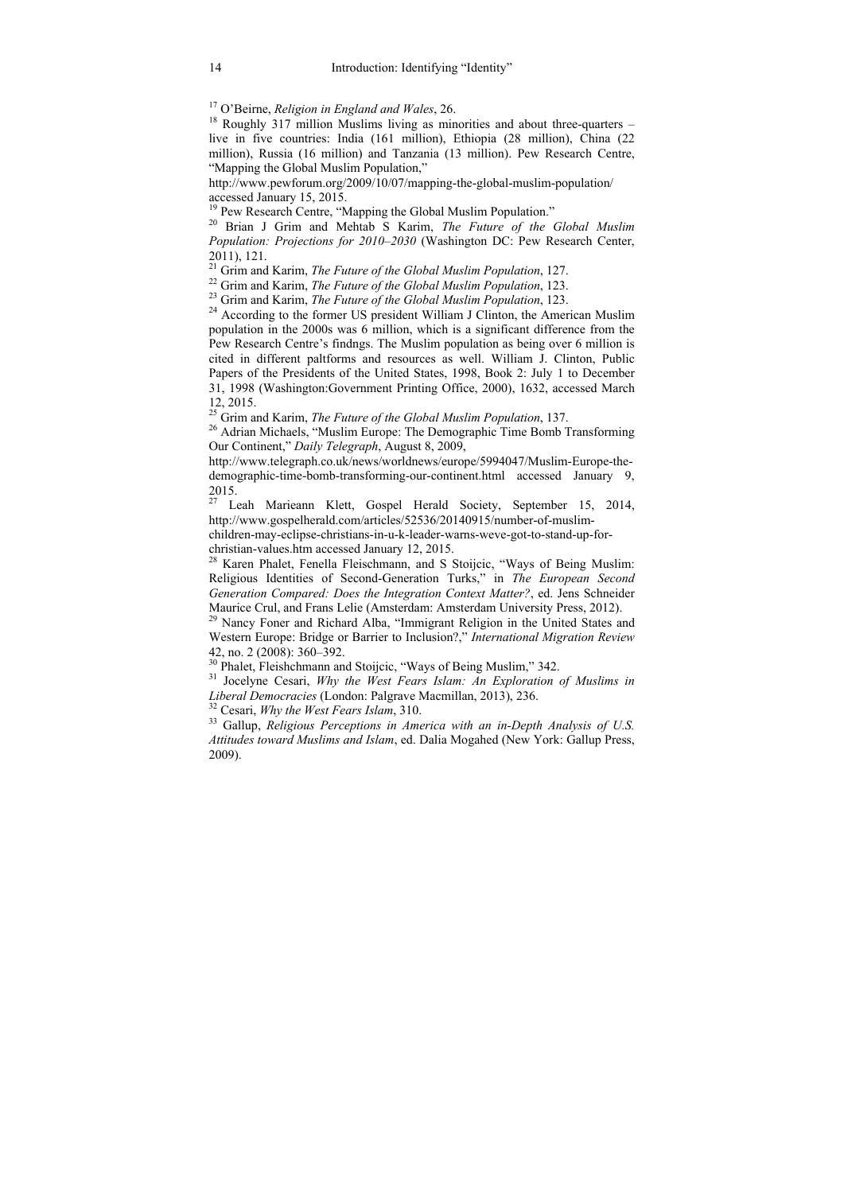[17] O'Beirne, *Religion in England and Wales*, 26.

[18] Roughly 317 million Muslims living as minorities and about three-quarters – live in five countries: India (161 million), Ethiopia (28 million), China (22 million), Russia (16 million) and Tanzania (13 million). Pew Research Centre, "Mapping the Global Muslim Population," http://www.pewforum.org/2009/10/07/mapping-the-global-muslim-population/ accessed January 15, 2015.

[19] Pew Research Centre, "Mapping the Global Muslim Population."

[20] Brian J Grim and Mehtab S Karim, *The Future of the Global Muslim Population: Projections for 2010–2030* (Washington DC: Pew Research Center, 2011), 121.

[21] Grim and Karim, *The Future of the Global Muslim Population*, 127.

[22] Grim and Karim, *The Future of the Global Muslim Population*, 123.

[23] Grim and Karim, *The Future of the Global Muslim Population*, 123.

[24] According to the former US president William J Clinton, the American Muslim population in the 2000s was 6 million, which is a significant difference from the Pew Research Centre's findngs. The Muslim population as being over 6 million is cited in different paltforms and resources as well. William J. Clinton, Public Papers of the Presidents of the United States, 1998, Book 2: July 1 to December 31, 1998 (Washington:Government Printing Office, 2000), 1632, accessed March 12, 2015.

[25] Grim and Karim, *The Future of the Global Muslim Population*, 137.

[26] Adrian Michaels, "Muslim Europe: The Demographic Time Bomb Transforming Our Continent," *Daily Telegraph*, August 8, 2009, http://www.telegraph.co.uk/news/worldnews/europe/5994047/Muslim-Europe-the-demographic-time-bomb-transforming-our-continent.html accessed January 9, 2015.

[27] Leah Marieann Klett, Gospel Herald Society, September 15, 2014, http://www.gospelherald.com/articles/52536/20140915/number-of-muslim-children-may-eclipse-christians-in-u-k-leader-warns-weve-got-to-stand-up-for-christian-values.htm accessed January 12, 2015.

[28] Karen Phalet, Fenella Fleischmann, and S Stoijcic, "Ways of Being Muslim: Religious Identities of Second-Generation Turks," in *The European Second Generation Compared: Does the Integration Context Matter?*, ed. Jens Schneider Maurice Crul, and Frans Lelie (Amsterdam: Amsterdam University Press, 2012).

[29] Nancy Foner and Richard Alba, "Immigrant Religion in the United States and Western Europe: Bridge or Barrier to Inclusion?," *International Migration Review* 42, no. 2 (2008): 360–392.

[30] Phalet, Fleishchmann and Stoijcic, "Ways of Being Muslim," 342.

[31] Jocelyne Cesari, *Why the West Fears Islam: An Exploration of Muslims in Liberal Democracies* (London: Palgrave Macmillan, 2013), 236.

[32] Cesari, *Why the West Fears Islam*, 310.

[33] Gallup, *Religious Perceptions in America with an in-Depth Analysis of U.S. Attitudes toward Muslims and Islam*, ed. Dalia Mogahed (New York: Gallup Press, 2009).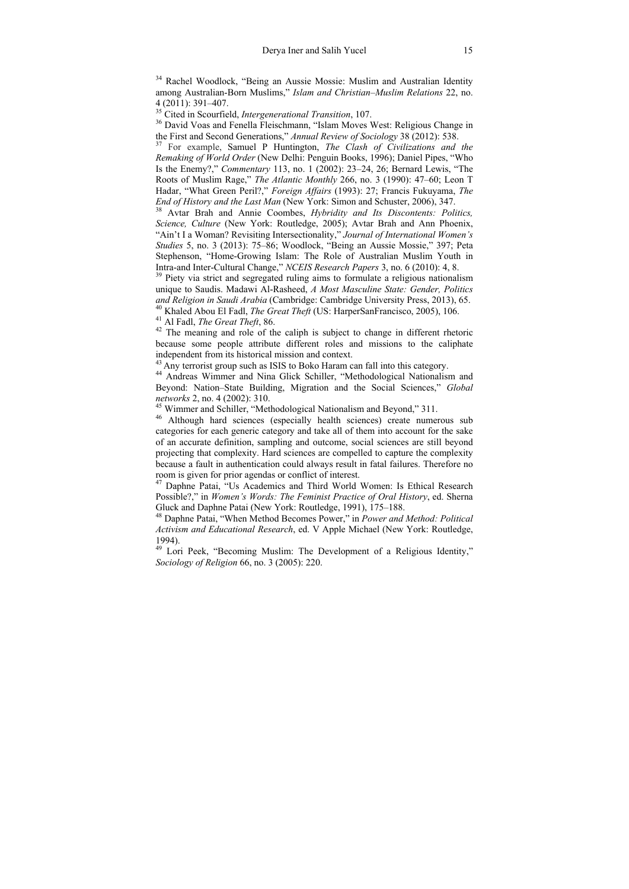[34] Rachel Woodlock, "Being an Aussie Mossie: Muslim and Australian Identity among Australian-Born Muslims," *Islam and Christian–Muslim Relations* 22, no. 4 (2011): 391–407.

[35] Cited in Scourfield, *Intergenerational Transition*, 107.

[36] David Voas and Fenella Fleischmann, "Islam Moves West: Religious Change in the First and Second Generations," *Annual Review of Sociology* 38 (2012): 538.

[37] For example, Samuel P Huntington, *The Clash of Civilizations and the Remaking of World Order* (New Delhi: Penguin Books, 1996); Daniel Pipes, "Who Is the Enemy?," *Commentary* 113, no. 1 (2002): 23–24, 26; Bernard Lewis, "The Roots of Muslim Rage," *The Atlantic Monthly* 266, no. 3 (1990): 47–60; Leon T Hadar, "What Green Peril?," *Foreign Affairs* (1993): 27; Francis Fukuyama, *The End of History and the Last Man* (New York: Simon and Schuster, 2006), 347.

[38] Avtar Brah and Annie Coombes, *Hybridity and Its Discontents: Politics, Science, Culture* (New York: Routledge, 2005); Avtar Brah and Ann Phoenix, "Ain't I a Woman? Revisiting Intersectionality," *Journal of International Women's Studies* 5, no. 3 (2013): 75–86; Woodlock, "Being an Aussie Mossie," 397; Peta Stephenson, "Home-Growing Islam: The Role of Australian Muslim Youth in Intra-and Inter-Cultural Change," *NCEIS Research Papers* 3, no. 6 (2010): 4, 8.

[39] Piety via strict and segregated ruling aims to formulate a religious nationalism unique to Saudis. Madawi Al-Rasheed, *A Most Masculine State: Gender, Politics and Religion in Saudi Arabia* (Cambridge: Cambridge University Press, 2013), 65.

[40] Khaled Abou El Fadl, *The Great Theft* (US: HarperSanFrancisco, 2005), 106.

[41] Al Fadl, *The Great Theft*, 86.

[42] The meaning and role of the caliph is subject to change in different rhetoric because some people attribute different roles and missions to the caliphate independent from its historical mission and context.

[43] Any terrorist group such as ISIS to Boko Haram can fall into this category.

[44] Andreas Wimmer and Nina Glick Schiller, "Methodological Nationalism and Beyond: Nation–State Building, Migration and the Social Sciences," *Global networks* 2, no. 4 (2002): 310.

[45] Wimmer and Schiller, "Methodological Nationalism and Beyond," 311.

[46] Although hard sciences (especially health sciences) create numerous sub categories for each generic category and take all of them into account for the sake of an accurate definition, sampling and outcome, social sciences are still beyond projecting that complexity. Hard sciences are compelled to capture the complexity because a fault in authentication could always result in fatal failures. Therefore no room is given for prior agendas or conflict of interest.

[47] Daphne Patai, "Us Academics and Third World Women: Is Ethical Research Possible?," in *Women's Words: The Feminist Practice of Oral History*, ed. Sherna Gluck and Daphne Patai (New York: Routledge, 1991), 175–188.

[48] Daphne Patai, "When Method Becomes Power," in *Power and Method: Political Activism and Educational Research*, ed. V Apple Michael (New York: Routledge, 1994).

[49] Lori Peek, "Becoming Muslim: The Development of a Religious Identity," *Sociology of Religion* 66, no. 3 (2005): 220.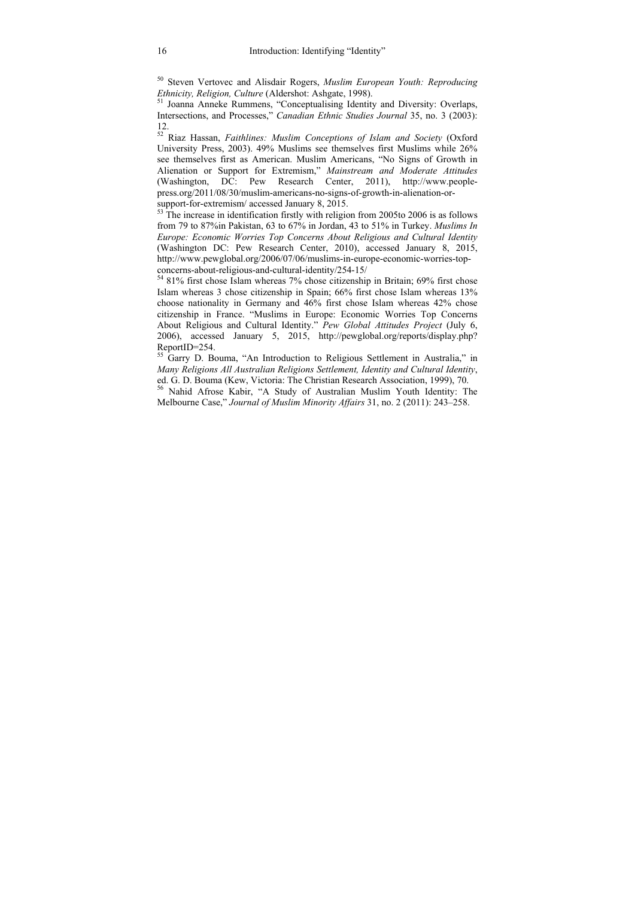[50] Steven Vertovec and Alisdair Rogers, *Muslim European Youth: Reproducing Ethnicity, Religion, Culture* (Aldershot: Ashgate, 1998).

[51] Joanna Anneke Rummens, "Conceptualising Identity and Diversity: Overlaps, Intersections, and Processes," *Canadian Ethnic Studies Journal* 35, no. 3 (2003): 12.

[52] Riaz Hassan, *Faithlines: Muslim Conceptions of Islam and Society* (Oxford University Press, 2003). 49% Muslims see themselves first Muslims while 26% see themselves first as American. Muslim Americans, "No Signs of Growth in Alienation or Support for Extremism," *Mainstream and Moderate Attitudes* (Washington, DC: Pew Research Center, 2011), http://www.people-press.org/2011/08/30/muslim-americans-no-signs-of-growth-in-alienation-or-support-for-extremism/ accessed January 8, 2015.

[53] The increase in identification firstly with religion from 2005to 2006 is as follows from 79 to 87%in Pakistan, 63 to 67% in Jordan, 43 to 51% in Turkey. *Muslims In Europe: Economic Worries Top Concerns About Religious and Cultural Identity* (Washington DC: Pew Research Center, 2010), accessed January 8, 2015, http://www.pewglobal.org/2006/07/06/muslims-in-europe-economic-worries-top-concerns-about-religious-and-cultural-identity/254-15/

[54] 81% first chose Islam whereas 7% chose citizenship in Britain; 69% first chose Islam whereas 3 chose citizenship in Spain; 66% first chose Islam whereas 13% choose nationality in Germany and 46% first chose Islam whereas 42% chose citizenship in France. "Muslims in Europe: Economic Worries Top Concerns About Religious and Cultural Identity." *Pew Global Attitudes Project* (July 6, 2006), accessed January 5, 2015, http://pewglobal.org/reports/display.php?ReportID=254.

[55] Garry D. Bouma, "An Introduction to Religious Settlement in Australia," in *Many Religions All Australian Religions Settlement, Identity and Cultural Identity*, ed. G. D. Bouma (Kew, Victoria: The Christian Research Association, 1999), 70.

[56] Nahid Afrose Kabir, "A Study of Australian Muslim Youth Identity: The Melbourne Case," *Journal of Muslim Minority Affairs* 31, no. 2 (2011): 243–258.